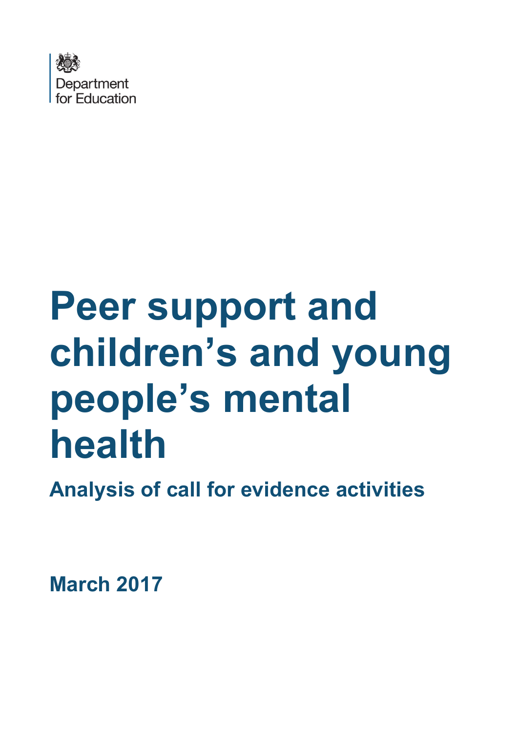Department for Education

# Peer support and children's and young people's mental health

## Analysis of call for evidence activities

**March 2017**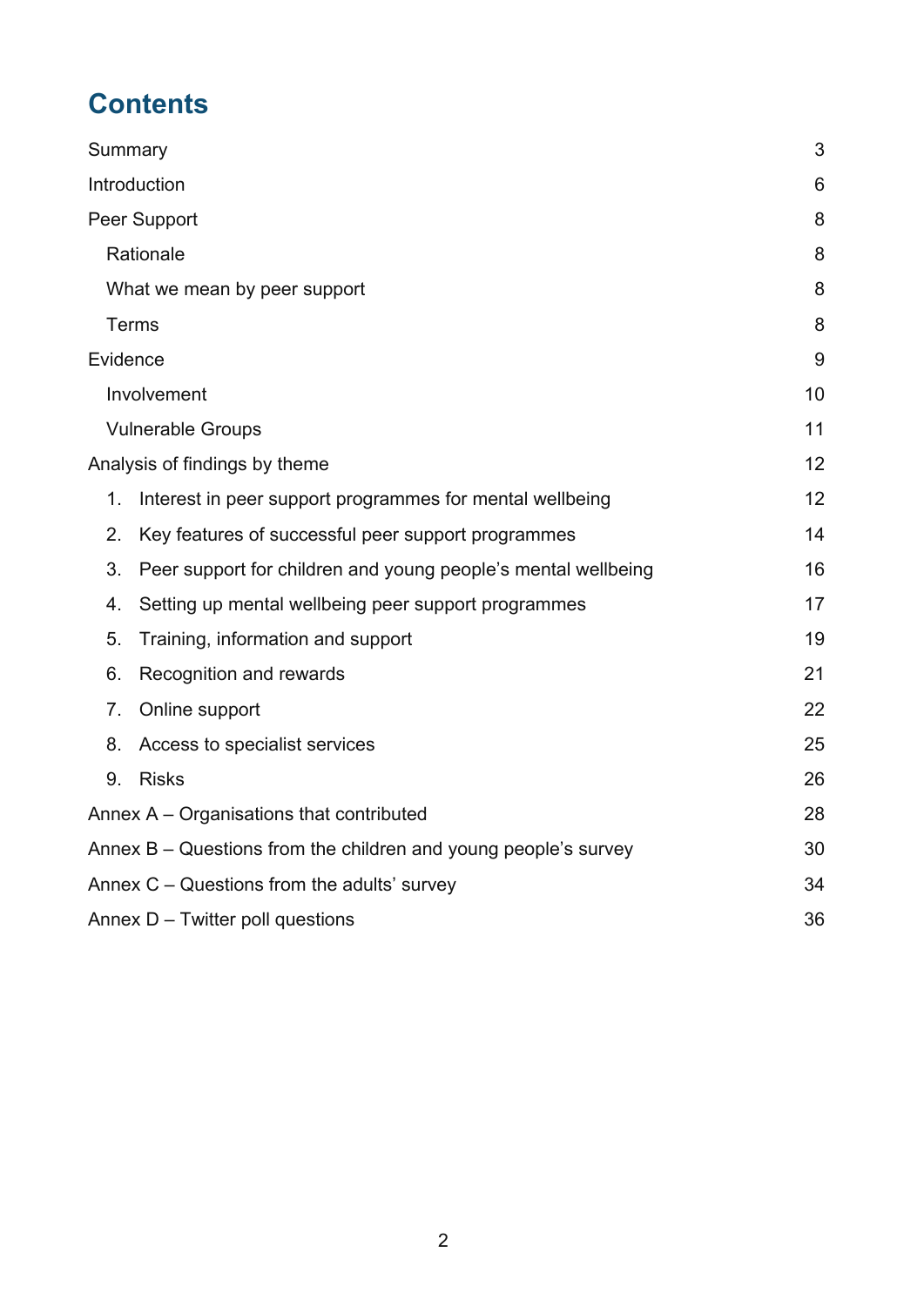# Contents

| | |
|---|---|
| Summary | 3 |
| Introduction | 6 |
| Peer Support | 8 |
| Rationale | 8 |
| What we mean by peer support | 8 |
| Terms | 8 |
| Evidence | 9 |
| Involvement | 10 |
| Vulnerable Groups | 11 |
| Analysis of findings by theme | 12 |
| 1. Interest in peer support programmes for mental wellbeing | 12 |
| 2. Key features of successful peer support programmes | 14 |
| 3. Peer support for children and young people's mental wellbeing | 16 |
| 4. Setting up mental wellbeing peer support programmes | 17 |
| 5. Training, information and support | 19 |
| 6. Recognition and rewards | 21 |
| 7. Online support | 22 |
| 8. Access to specialist services | 25 |
| 9. Risks | 26 |
| Annex A – Organisations that contributed | 28 |
| Annex B – Questions from the children and young people's survey | 30 |
| Annex C – Questions from the adults' survey | 34 |
| Annex D – Twitter poll questions | 36 |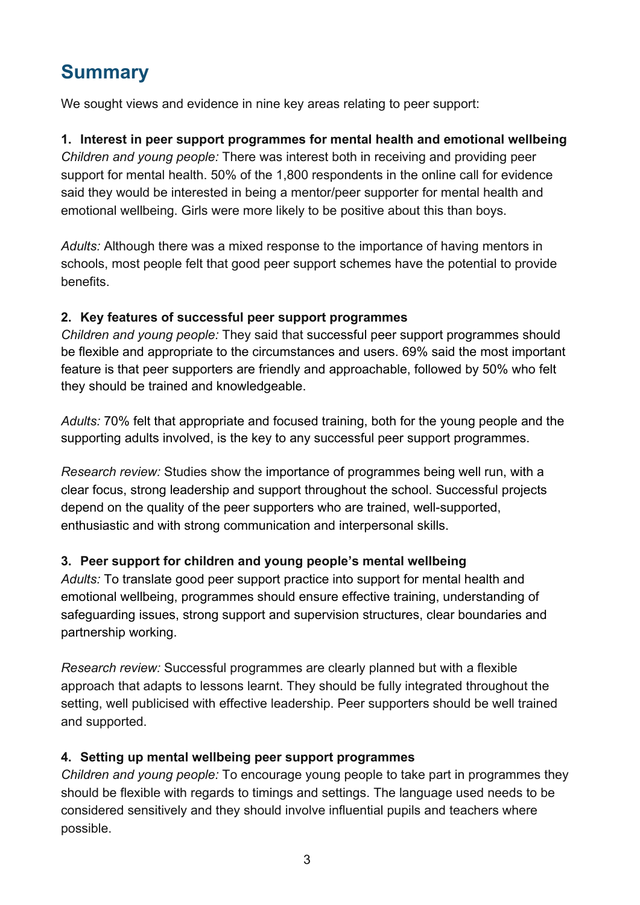# Summary

We sought views and evidence in nine key areas relating to peer support:

**1. Interest in peer support programmes for mental health and emotional wellbeing**

*Children and young people:* There was interest both in receiving and providing peer support for mental health. 50% of the 1,800 respondents in the online call for evidence said they would be interested in being a mentor/peer supporter for mental health and emotional wellbeing. Girls were more likely to be positive about this than boys.

*Adults:* Although there was a mixed response to the importance of having mentors in schools, most people felt that good peer support schemes have the potential to provide benefits.

**2. Key features of successful peer support programmes**

*Children and young people:* They said that successful peer support programmes should be flexible and appropriate to the circumstances and users. 69% said the most important feature is that peer supporters are friendly and approachable, followed by 50% who felt they should be trained and knowledgeable.

*Adults:* 70% felt that appropriate and focused training, both for the young people and the supporting adults involved, is the key to any successful peer support programmes.

*Research review:* Studies show the importance of programmes being well run, with a clear focus, strong leadership and support throughout the school. Successful projects depend on the quality of the peer supporters who are trained, well-supported, enthusiastic and with strong communication and interpersonal skills.

**3. Peer support for children and young people's mental wellbeing**

*Adults:* To translate good peer support practice into support for mental health and emotional wellbeing, programmes should ensure effective training, understanding of safeguarding issues, strong support and supervision structures, clear boundaries and partnership working.

*Research review:* Successful programmes are clearly planned but with a flexible approach that adapts to lessons learnt. They should be fully integrated throughout the setting, well publicised with effective leadership. Peer supporters should be well trained and supported.

**4. Setting up mental wellbeing peer support programmes**

*Children and young people:* To encourage young people to take part in programmes they should be flexible with regards to timings and settings. The language used needs to be considered sensitively and they should involve influential pupils and teachers where possible.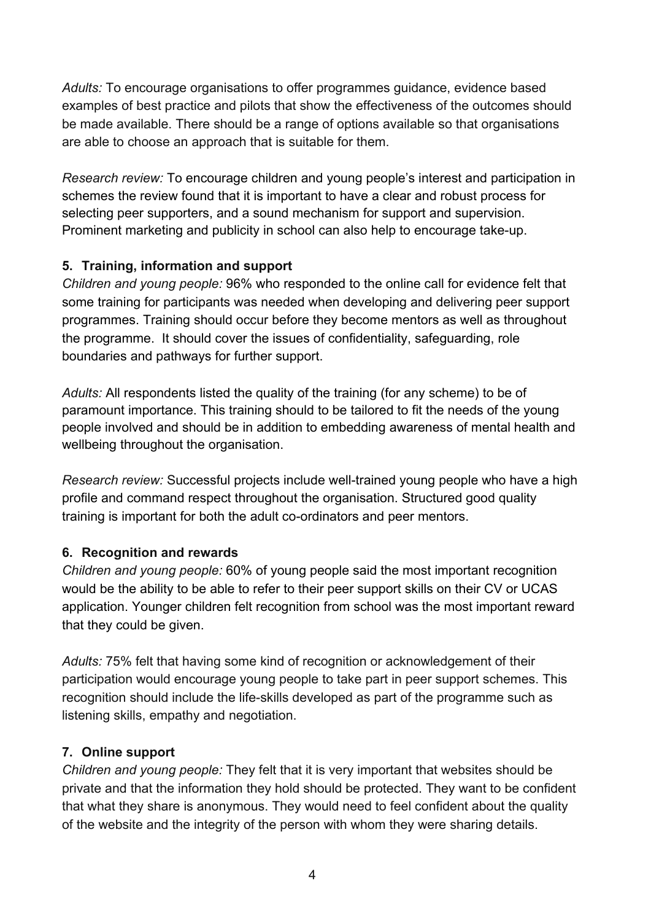*Adults:* To encourage organisations to offer programmes guidance, evidence based examples of best practice and pilots that show the effectiveness of the outcomes should be made available. There should be a range of options available so that organisations are able to choose an approach that is suitable for them.

*Research review:* To encourage children and young people's interest and participation in schemes the review found that it is important to have a clear and robust process for selecting peer supporters, and a sound mechanism for support and supervision. Prominent marketing and publicity in school can also help to encourage take-up.

**5. Training, information and support**

*Children and young people:* 96% who responded to the online call for evidence felt that some training for participants was needed when developing and delivering peer support programmes. Training should occur before they become mentors as well as throughout the programme. It should cover the issues of confidentiality, safeguarding, role boundaries and pathways for further support.

*Adults:* All respondents listed the quality of the training (for any scheme) to be of paramount importance. This training should to be tailored to fit the needs of the young people involved and should be in addition to embedding awareness of mental health and wellbeing throughout the organisation.

*Research review:* Successful projects include well-trained young people who have a high profile and command respect throughout the organisation. Structured good quality training is important for both the adult co-ordinators and peer mentors.

**6. Recognition and rewards**

*Children and young people:* 60% of young people said the most important recognition would be the ability to be able to refer to their peer support skills on their CV or UCAS application. Younger children felt recognition from school was the most important reward that they could be given.

*Adults:* 75% felt that having some kind of recognition or acknowledgement of their participation would encourage young people to take part in peer support schemes. This recognition should include the life-skills developed as part of the programme such as listening skills, empathy and negotiation.

**7. Online support**

*Children and young people:* They felt that it is very important that websites should be private and that the information they hold should be protected. They want to be confident that what they share is anonymous. They would need to feel confident about the quality of the website and the integrity of the person with whom they were sharing details.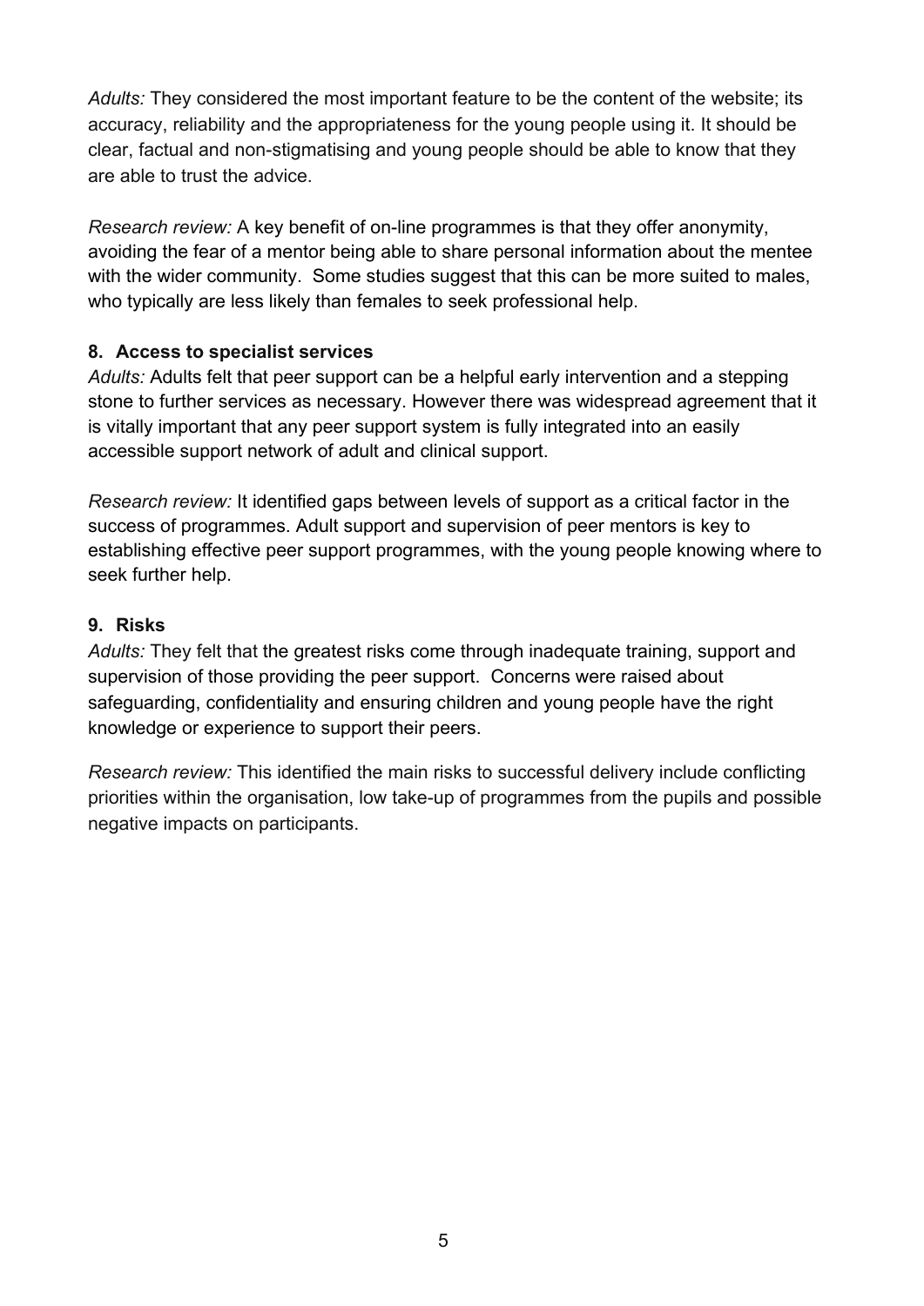*Adults:* They considered the most important feature to be the content of the website; its accuracy, reliability and the appropriateness for the young people using it. It should be clear, factual and non-stigmatising and young people should be able to know that they are able to trust the advice.

*Research review:* A key benefit of on-line programmes is that they offer anonymity, avoiding the fear of a mentor being able to share personal information about the mentee with the wider community. Some studies suggest that this can be more suited to males, who typically are less likely than females to seek professional help.

### 8. Access to specialist services

*Adults:* Adults felt that peer support can be a helpful early intervention and a stepping stone to further services as necessary. However there was widespread agreement that it is vitally important that any peer support system is fully integrated into an easily accessible support network of adult and clinical support.

*Research review:* It identified gaps between levels of support as a critical factor in the success of programmes. Adult support and supervision of peer mentors is key to establishing effective peer support programmes, with the young people knowing where to seek further help.

### 9. Risks

*Adults:* They felt that the greatest risks come through inadequate training, support and supervision of those providing the peer support. Concerns were raised about safeguarding, confidentiality and ensuring children and young people have the right knowledge or experience to support their peers.

*Research review:* This identified the main risks to successful delivery include conflicting priorities within the organisation, low take-up of programmes from the pupils and possible negative impacts on participants.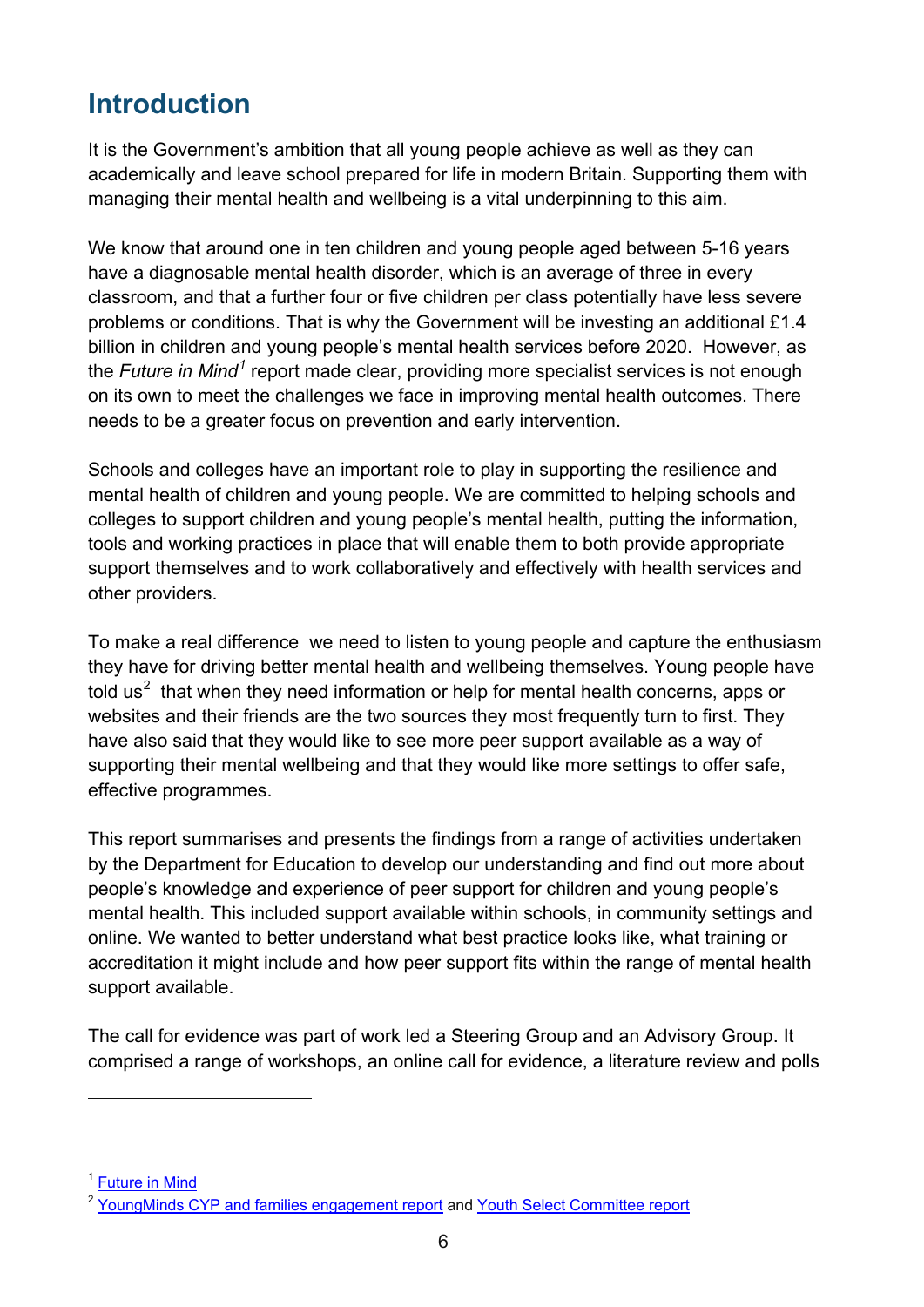# Introduction

It is the Government's ambition that all young people achieve as well as they can academically and leave school prepared for life in modern Britain. Supporting them with managing their mental health and wellbeing is a vital underpinning to this aim.

We know that around one in ten children and young people aged between 5-16 years have a diagnosable mental health disorder, which is an average of three in every classroom, and that a further four or five children per class potentially have less severe problems or conditions. That is why the Government will be investing an additional £1.4 billion in children and young people's mental health services before 2020. However, as the *Future in Mind*[1] report made clear, providing more specialist services is not enough on its own to meet the challenges we face in improving mental health outcomes. There needs to be a greater focus on prevention and early intervention.

Schools and colleges have an important role to play in supporting the resilience and mental health of children and young people. We are committed to helping schools and colleges to support children and young people's mental health, putting the information, tools and working practices in place that will enable them to both provide appropriate support themselves and to work collaboratively and effectively with health services and other providers.

To make a real difference we need to listen to young people and capture the enthusiasm they have for driving better mental health and wellbeing themselves. Young people have told us[2] that when they need information or help for mental health concerns, apps or websites and their friends are the two sources they most frequently turn to first. They have also said that they would like to see more peer support available as a way of supporting their mental wellbeing and that they would like more settings to offer safe, effective programmes.

This report summarises and presents the findings from a range of activities undertaken by the Department for Education to develop our understanding and find out more about people's knowledge and experience of peer support for children and young people's mental health. This included support available within schools, in community settings and online. We wanted to better understand what best practice looks like, what training or accreditation it might include and how peer support fits within the range of mental health support available.

The call for evidence was part of work led a Steering Group and an Advisory Group. It comprised a range of workshops, an online call for evidence, a literature review and polls

---

[1] Future in Mind

[2] YoungMinds CYP and families engagement report and Youth Select Committee report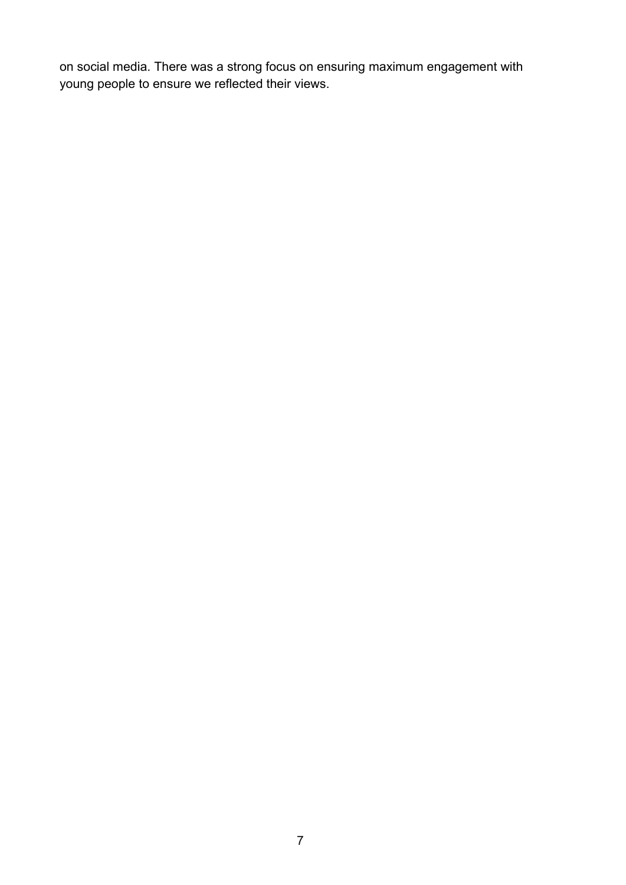on social media. There was a strong focus on ensuring maximum engagement with young people to ensure we reflected their views.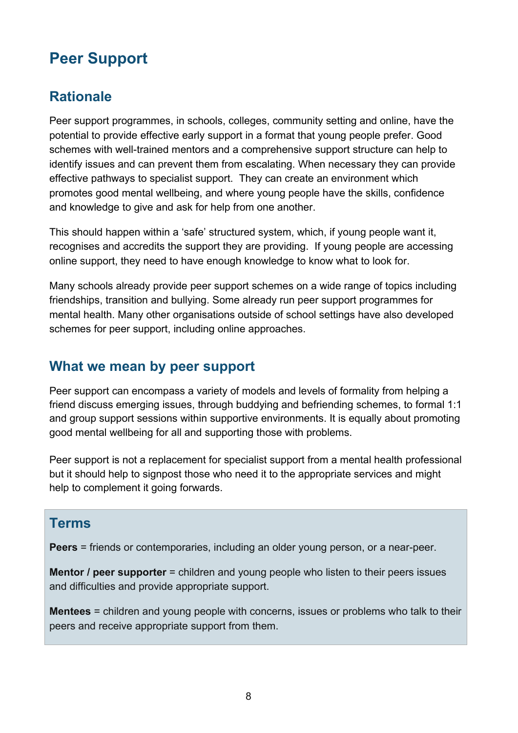# Peer Support

## Rationale

Peer support programmes, in schools, colleges, community setting and online, have the potential to provide effective early support in a format that young people prefer. Good schemes with well-trained mentors and a comprehensive support structure can help to identify issues and can prevent them from escalating. When necessary they can provide effective pathways to specialist support. They can create an environment which promotes good mental wellbeing, and where young people have the skills, confidence and knowledge to give and ask for help from one another.

This should happen within a 'safe' structured system, which, if young people want it, recognises and accredits the support they are providing. If young people are accessing online support, they need to have enough knowledge to know what to look for.

Many schools already provide peer support schemes on a wide range of topics including friendships, transition and bullying. Some already run peer support programmes for mental health. Many other organisations outside of school settings have also developed schemes for peer support, including online approaches.

## What we mean by peer support

Peer support can encompass a variety of models and levels of formality from helping a friend discuss emerging issues, through buddying and befriending schemes, to formal 1:1 and group support sessions within supportive environments. It is equally about promoting good mental wellbeing for all and supporting those with problems.

Peer support is not a replacement for specialist support from a mental health professional but it should help to signpost those who need it to the appropriate services and might help to complement it going forwards.

## Terms

**Peers** = friends or contemporaries, including an older young person, or a near-peer.

**Mentor / peer supporter** = children and young people who listen to their peers issues and difficulties and provide appropriate support.

**Mentees** = children and young people with concerns, issues or problems who talk to their peers and receive appropriate support from them.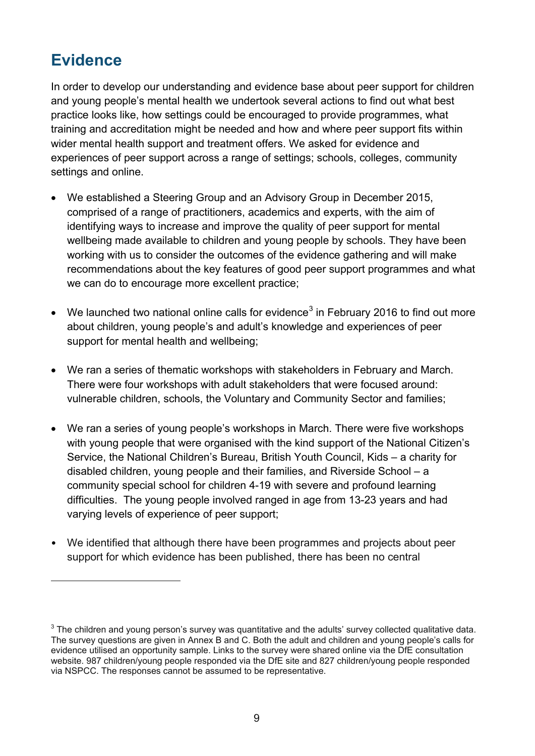## Evidence

In order to develop our understanding and evidence base about peer support for children and young people's mental health we undertook several actions to find out what best practice looks like, how settings could be encouraged to provide programmes, what training and accreditation might be needed and how and where peer support fits within wider mental health support and treatment offers. We asked for evidence and experiences of peer support across a range of settings; schools, colleges, community settings and online.

- We established a Steering Group and an Advisory Group in December 2015, comprised of a range of practitioners, academics and experts, with the aim of identifying ways to increase and improve the quality of peer support for mental wellbeing made available to children and young people by schools. They have been working with us to consider the outcomes of the evidence gathering and will make recommendations about the key features of good peer support programmes and what we can do to encourage more excellent practice;

- We launched two national online calls for evidence[3] in February 2016 to find out more about children, young people's and adult's knowledge and experiences of peer support for mental health and wellbeing;

- We ran a series of thematic workshops with stakeholders in February and March. There were four workshops with adult stakeholders that were focused around: vulnerable children, schools, the Voluntary and Community Sector and families;

- We ran a series of young people's workshops in March. There were five workshops with young people that were organised with the kind support of the National Citizen's Service, the National Children's Bureau, British Youth Council, Kids – a charity for disabled children, young people and their families, and Riverside School – a community special school for children 4-19 with severe and profound learning difficulties. The young people involved ranged in age from 13-23 years and had varying levels of experience of peer support;

- We identified that although there have been programmes and projects about peer support for which evidence has been published, there has been no central

---

[3] The children and young person's survey was quantitative and the adults' survey collected qualitative data. The survey questions are given in Annex B and C. Both the adult and children and young people's calls for evidence utilised an opportunity sample. Links to the survey were shared online via the DfE consultation website. 987 children/young people responded via the DfE site and 827 children/young people responded via NSPCC. The responses cannot be assumed to be representative.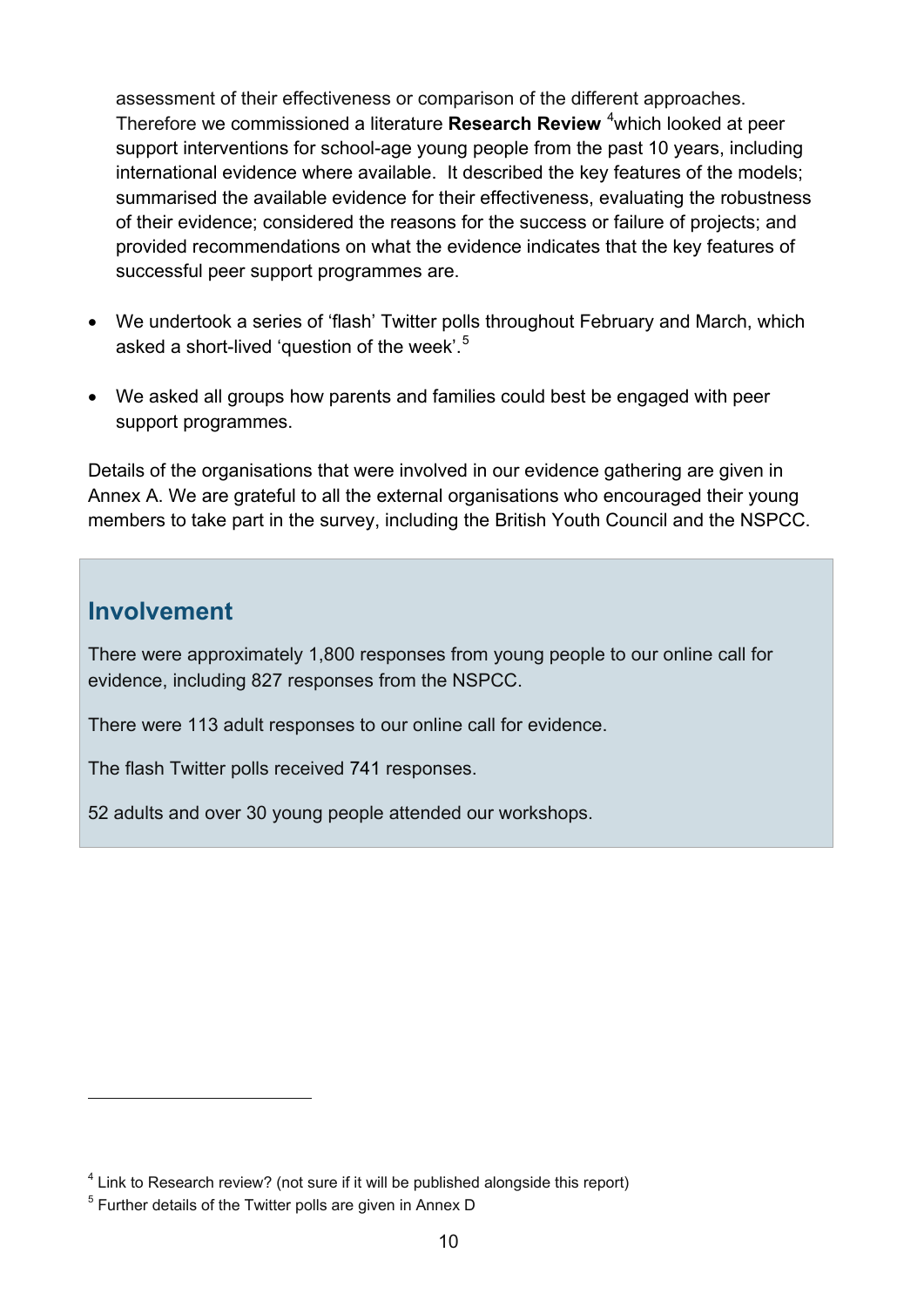assessment of their effectiveness or comparison of the different approaches. Therefore we commissioned a literature **Research Review** [4]which looked at peer support interventions for school-age young people from the past 10 years, including international evidence where available. It described the key features of the models; summarised the available evidence for their effectiveness, evaluating the robustness of their evidence; considered the reasons for the success or failure of projects; and provided recommendations on what the evidence indicates that the key features of successful peer support programmes are.

- We undertook a series of 'flash' Twitter polls throughout February and March, which asked a short-lived 'question of the week'.[5]
- We asked all groups how parents and families could best be engaged with peer support programmes.

Details of the organisations that were involved in our evidence gathering are given in Annex A. We are grateful to all the external organisations who encouraged their young members to take part in the survey, including the British Youth Council and the NSPCC.

## Involvement

There were approximately 1,800 responses from young people to our online call for evidence, including 827 responses from the NSPCC.

There were 113 adult responses to our online call for evidence.

The flash Twitter polls received 741 responses.

52 adults and over 30 young people attended our workshops.

---

[4] Link to Research review? (not sure if it will be published alongside this report)

[5] Further details of the Twitter polls are given in Annex D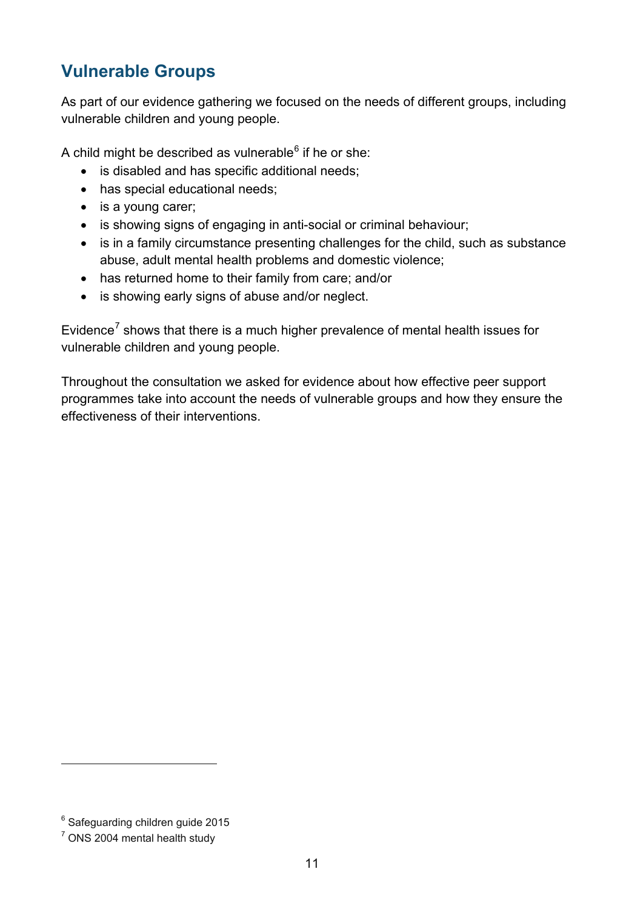## Vulnerable Groups

As part of our evidence gathering we focused on the needs of different groups, including vulnerable children and young people.

A child might be described as vulnerable[6] if he or she:

- is disabled and has specific additional needs;
- has special educational needs;
- is a young carer;
- is showing signs of engaging in anti-social or criminal behaviour;
- is in a family circumstance presenting challenges for the child, such as substance abuse, adult mental health problems and domestic violence;
- has returned home to their family from care; and/or
- is showing early signs of abuse and/or neglect.

Evidence[7] shows that there is a much higher prevalence of mental health issues for vulnerable children and young people.

Throughout the consultation we asked for evidence about how effective peer support programmes take into account the needs of vulnerable groups and how they ensure the effectiveness of their interventions.

---

[6] Safeguarding children guide 2015

[7] ONS 2004 mental health study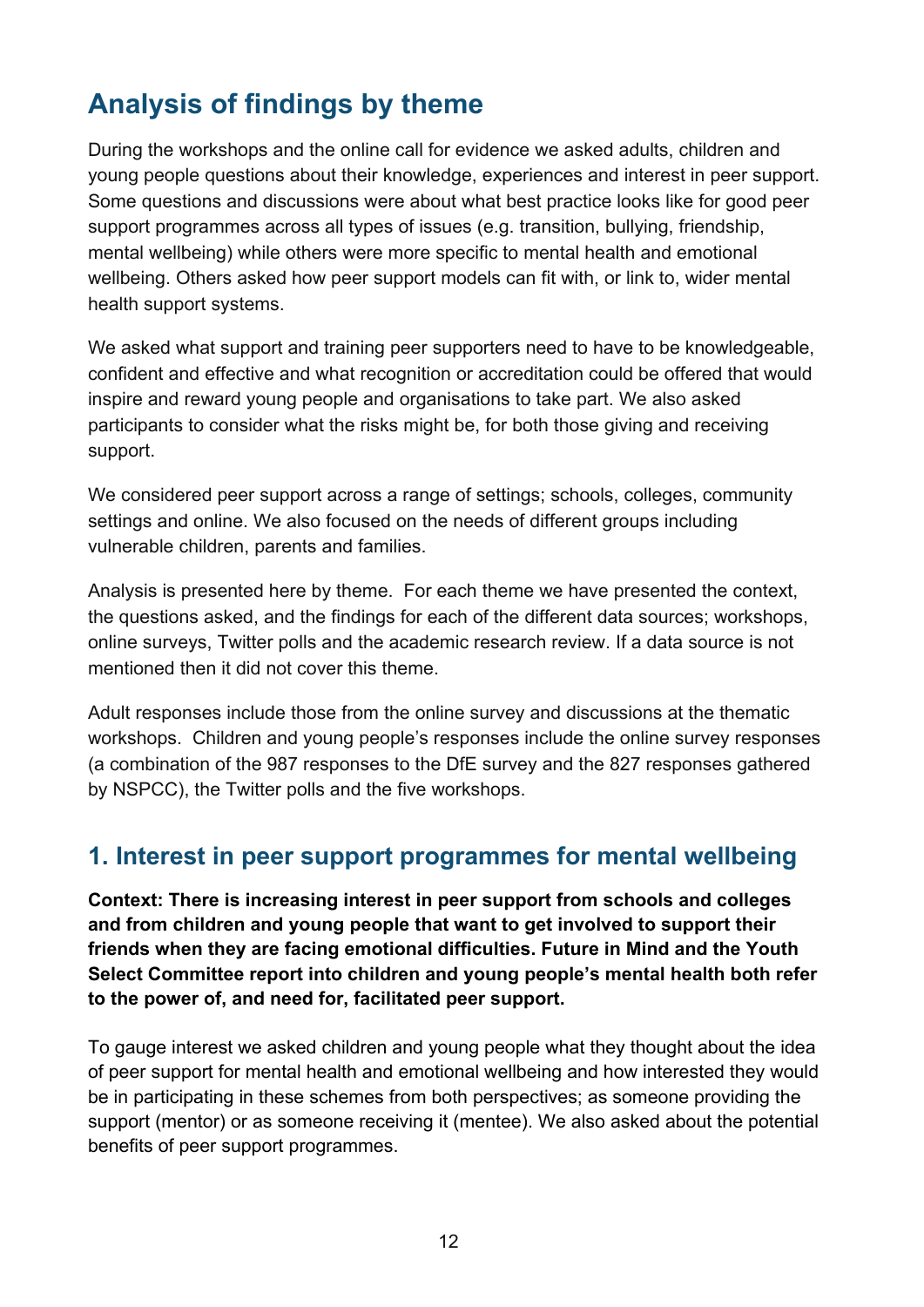# Analysis of findings by theme

During the workshops and the online call for evidence we asked adults, children and young people questions about their knowledge, experiences and interest in peer support. Some questions and discussions were about what best practice looks like for good peer support programmes across all types of issues (e.g. transition, bullying, friendship, mental wellbeing) while others were more specific to mental health and emotional wellbeing. Others asked how peer support models can fit with, or link to, wider mental health support systems.

We asked what support and training peer supporters need to have to be knowledgeable, confident and effective and what recognition or accreditation could be offered that would inspire and reward young people and organisations to take part. We also asked participants to consider what the risks might be, for both those giving and receiving support.

We considered peer support across a range of settings; schools, colleges, community settings and online. We also focused on the needs of different groups including vulnerable children, parents and families.

Analysis is presented here by theme. For each theme we have presented the context, the questions asked, and the findings for each of the different data sources; workshops, online surveys, Twitter polls and the academic research review. If a data source is not mentioned then it did not cover this theme.

Adult responses include those from the online survey and discussions at the thematic workshops. Children and young people's responses include the online survey responses (a combination of the 987 responses to the DfE survey and the 827 responses gathered by NSPCC), the Twitter polls and the five workshops.

## 1. Interest in peer support programmes for mental wellbeing

**Context: There is increasing interest in peer support from schools and colleges and from children and young people that want to get involved to support their friends when they are facing emotional difficulties. Future in Mind and the Youth Select Committee report into children and young people's mental health both refer to the power of, and need for, facilitated peer support.**

To gauge interest we asked children and young people what they thought about the idea of peer support for mental health and emotional wellbeing and how interested they would be in participating in these schemes from both perspectives; as someone providing the support (mentor) or as someone receiving it (mentee). We also asked about the potential benefits of peer support programmes.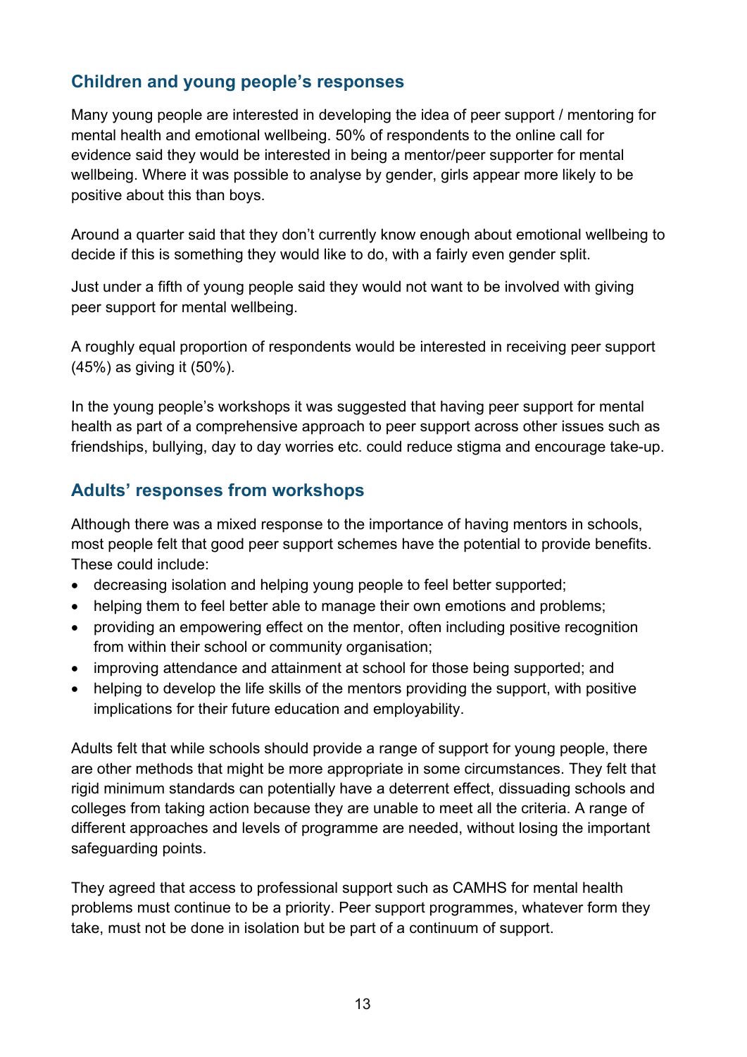## Children and young people's responses

Many young people are interested in developing the idea of peer support / mentoring for mental health and emotional wellbeing. 50% of respondents to the online call for evidence said they would be interested in being a mentor/peer supporter for mental wellbeing. Where it was possible to analyse by gender, girls appear more likely to be positive about this than boys.

Around a quarter said that they don't currently know enough about emotional wellbeing to decide if this is something they would like to do, with a fairly even gender split.

Just under a fifth of young people said they would not want to be involved with giving peer support for mental wellbeing.

A roughly equal proportion of respondents would be interested in receiving peer support (45%) as giving it (50%).

In the young people's workshops it was suggested that having peer support for mental health as part of a comprehensive approach to peer support across other issues such as friendships, bullying, day to day worries etc. could reduce stigma and encourage take-up.

## Adults' responses from workshops

Although there was a mixed response to the importance of having mentors in schools, most people felt that good peer support schemes have the potential to provide benefits. These could include:

- decreasing isolation and helping young people to feel better supported;
- helping them to feel better able to manage their own emotions and problems;
- providing an empowering effect on the mentor, often including positive recognition from within their school or community organisation;
- improving attendance and attainment at school for those being supported; and
- helping to develop the life skills of the mentors providing the support, with positive implications for their future education and employability.

Adults felt that while schools should provide a range of support for young people, there are other methods that might be more appropriate in some circumstances. They felt that rigid minimum standards can potentially have a deterrent effect, dissuading schools and colleges from taking action because they are unable to meet all the criteria. A range of different approaches and levels of programme are needed, without losing the important safeguarding points.

They agreed that access to professional support such as CAMHS for mental health problems must continue to be a priority. Peer support programmes, whatever form they take, must not be done in isolation but be part of a continuum of support.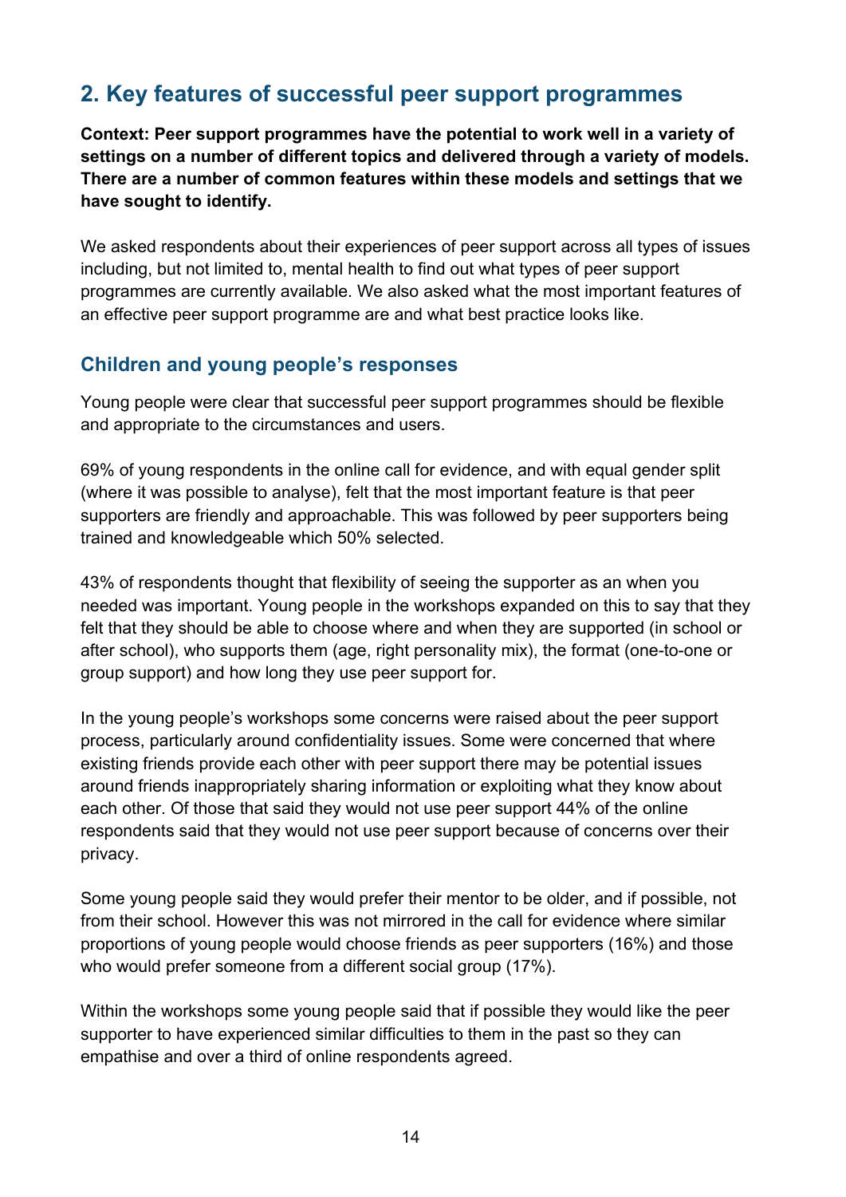## 2. Key features of successful peer support programmes

**Context: Peer support programmes have the potential to work well in a variety of settings on a number of different topics and delivered through a variety of models. There are a number of common features within these models and settings that we have sought to identify.**

We asked respondents about their experiences of peer support across all types of issues including, but not limited to, mental health to find out what types of peer support programmes are currently available. We also asked what the most important features of an effective peer support programme are and what best practice looks like.

### Children and young people's responses

Young people were clear that successful peer support programmes should be flexible and appropriate to the circumstances and users.

69% of young respondents in the online call for evidence, and with equal gender split (where it was possible to analyse), felt that the most important feature is that peer supporters are friendly and approachable. This was followed by peer supporters being trained and knowledgeable which 50% selected.

43% of respondents thought that flexibility of seeing the supporter as an when you needed was important. Young people in the workshops expanded on this to say that they felt that they should be able to choose where and when they are supported (in school or after school), who supports them (age, right personality mix), the format (one-to-one or group support) and how long they use peer support for.

In the young people's workshops some concerns were raised about the peer support process, particularly around confidentiality issues. Some were concerned that where existing friends provide each other with peer support there may be potential issues around friends inappropriately sharing information or exploiting what they know about each other. Of those that said they would not use peer support 44% of the online respondents said that they would not use peer support because of concerns over their privacy.

Some young people said they would prefer their mentor to be older, and if possible, not from their school. However this was not mirrored in the call for evidence where similar proportions of young people would choose friends as peer supporters (16%) and those who would prefer someone from a different social group (17%).

Within the workshops some young people said that if possible they would like the peer supporter to have experienced similar difficulties to them in the past so they can empathise and over a third of online respondents agreed.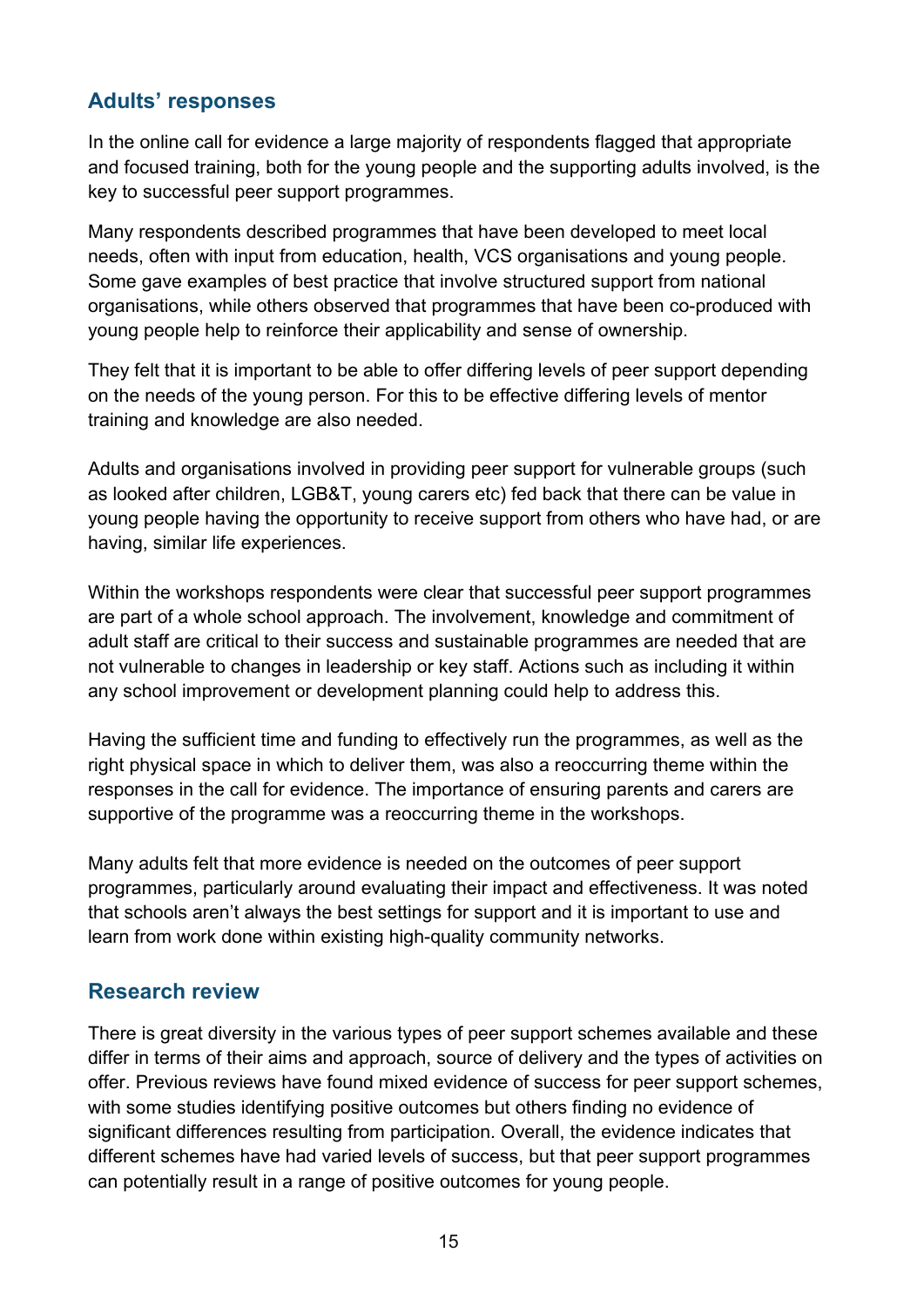## Adults' responses

In the online call for evidence a large majority of respondents flagged that appropriate and focused training, both for the young people and the supporting adults involved, is the key to successful peer support programmes.

Many respondents described programmes that have been developed to meet local needs, often with input from education, health, VCS organisations and young people. Some gave examples of best practice that involve structured support from national organisations, while others observed that programmes that have been co-produced with young people help to reinforce their applicability and sense of ownership.

They felt that it is important to be able to offer differing levels of peer support depending on the needs of the young person. For this to be effective differing levels of mentor training and knowledge are also needed.

Adults and organisations involved in providing peer support for vulnerable groups (such as looked after children, LGB&T, young carers etc) fed back that there can be value in young people having the opportunity to receive support from others who have had, or are having, similar life experiences.

Within the workshops respondents were clear that successful peer support programmes are part of a whole school approach. The involvement, knowledge and commitment of adult staff are critical to their success and sustainable programmes are needed that are not vulnerable to changes in leadership or key staff. Actions such as including it within any school improvement or development planning could help to address this.

Having the sufficient time and funding to effectively run the programmes, as well as the right physical space in which to deliver them, was also a reoccurring theme within the responses in the call for evidence. The importance of ensuring parents and carers are supportive of the programme was a reoccurring theme in the workshops.

Many adults felt that more evidence is needed on the outcomes of peer support programmes, particularly around evaluating their impact and effectiveness. It was noted that schools aren't always the best settings for support and it is important to use and learn from work done within existing high-quality community networks.

## Research review

There is great diversity in the various types of peer support schemes available and these differ in terms of their aims and approach, source of delivery and the types of activities on offer. Previous reviews have found mixed evidence of success for peer support schemes, with some studies identifying positive outcomes but others finding no evidence of significant differences resulting from participation. Overall, the evidence indicates that different schemes have had varied levels of success, but that peer support programmes can potentially result in a range of positive outcomes for young people.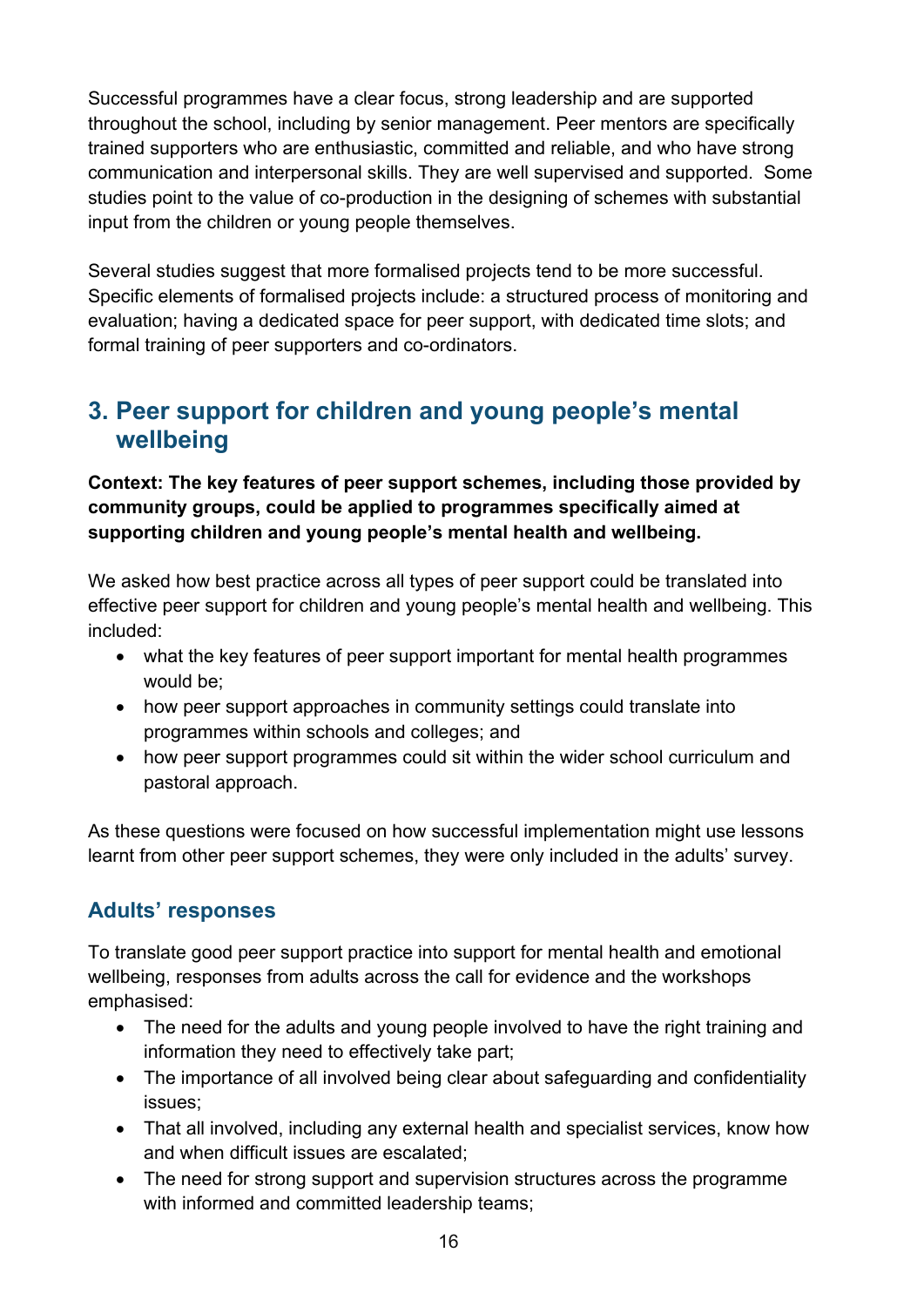Successful programmes have a clear focus, strong leadership and are supported throughout the school, including by senior management. Peer mentors are specifically trained supporters who are enthusiastic, committed and reliable, and who have strong communication and interpersonal skills. They are well supervised and supported. Some studies point to the value of co-production in the designing of schemes with substantial input from the children or young people themselves.

Several studies suggest that more formalised projects tend to be more successful. Specific elements of formalised projects include: a structured process of monitoring and evaluation; having a dedicated space for peer support, with dedicated time slots; and formal training of peer supporters and co-ordinators.

## 3. Peer support for children and young people's mental wellbeing

**Context: The key features of peer support schemes, including those provided by community groups, could be applied to programmes specifically aimed at supporting children and young people's mental health and wellbeing.**

We asked how best practice across all types of peer support could be translated into effective peer support for children and young people's mental health and wellbeing. This included:

- what the key features of peer support important for mental health programmes would be;
- how peer support approaches in community settings could translate into programmes within schools and colleges; and
- how peer support programmes could sit within the wider school curriculum and pastoral approach.

As these questions were focused on how successful implementation might use lessons learnt from other peer support schemes, they were only included in the adults' survey.

### Adults' responses

To translate good peer support practice into support for mental health and emotional wellbeing, responses from adults across the call for evidence and the workshops emphasised:

- The need for the adults and young people involved to have the right training and information they need to effectively take part;
- The importance of all involved being clear about safeguarding and confidentiality issues;
- That all involved, including any external health and specialist services, know how and when difficult issues are escalated;
- The need for strong support and supervision structures across the programme with informed and committed leadership teams;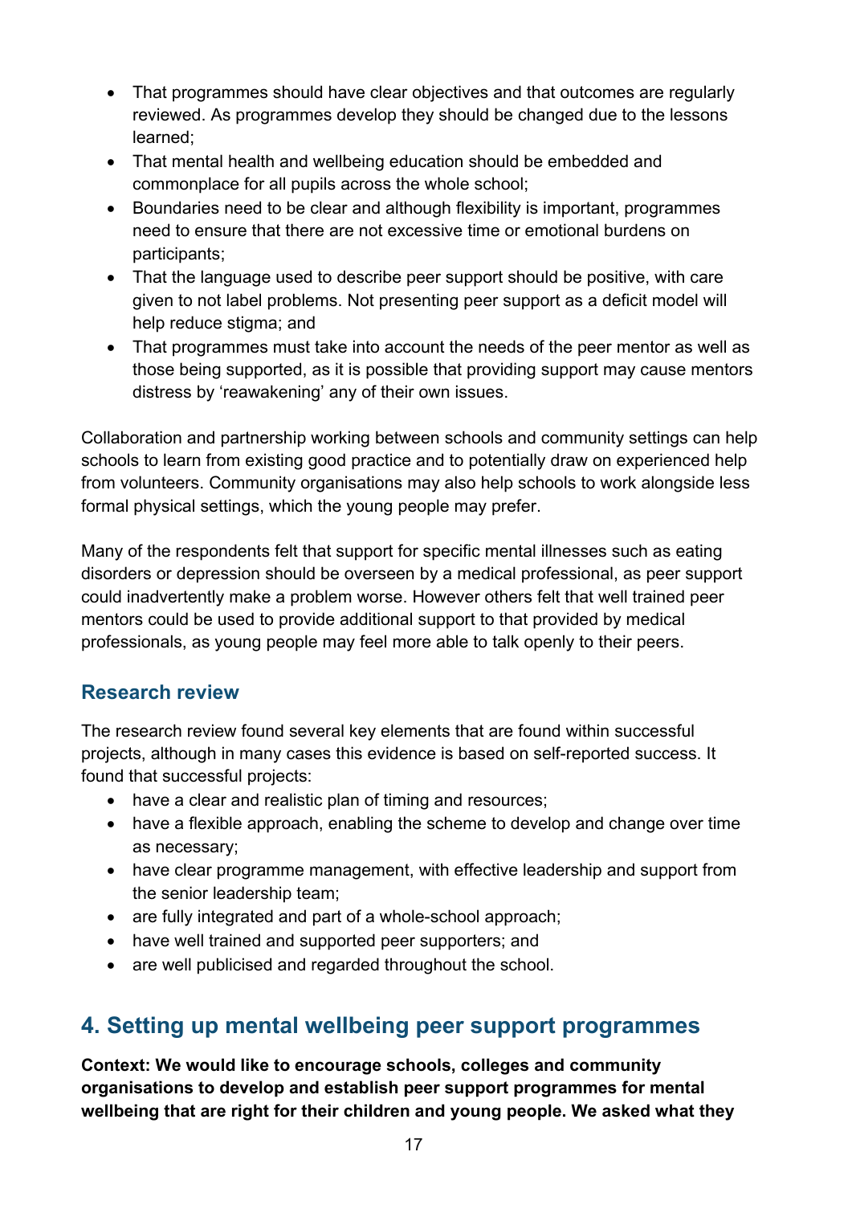- That programmes should have clear objectives and that outcomes are regularly reviewed. As programmes develop they should be changed due to the lessons learned;
- That mental health and wellbeing education should be embedded and commonplace for all pupils across the whole school;
- Boundaries need to be clear and although flexibility is important, programmes need to ensure that there are not excessive time or emotional burdens on participants;
- That the language used to describe peer support should be positive, with care given to not label problems. Not presenting peer support as a deficit model will help reduce stigma; and
- That programmes must take into account the needs of the peer mentor as well as those being supported, as it is possible that providing support may cause mentors distress by 'reawakening' any of their own issues.

Collaboration and partnership working between schools and community settings can help schools to learn from existing good practice and to potentially draw on experienced help from volunteers. Community organisations may also help schools to work alongside less formal physical settings, which the young people may prefer.

Many of the respondents felt that support for specific mental illnesses such as eating disorders or depression should be overseen by a medical professional, as peer support could inadvertently make a problem worse. However others felt that well trained peer mentors could be used to provide additional support to that provided by medical professionals, as young people may feel more able to talk openly to their peers.

### Research review

The research review found several key elements that are found within successful projects, although in many cases this evidence is based on self-reported success. It found that successful projects:

- have a clear and realistic plan of timing and resources;
- have a flexible approach, enabling the scheme to develop and change over time as necessary;
- have clear programme management, with effective leadership and support from the senior leadership team;
- are fully integrated and part of a whole-school approach;
- have well trained and supported peer supporters; and
- are well publicised and regarded throughout the school.

## 4. Setting up mental wellbeing peer support programmes

**Context: We would like to encourage schools, colleges and community organisations to develop and establish peer support programmes for mental wellbeing that are right for their children and young people. We asked what they**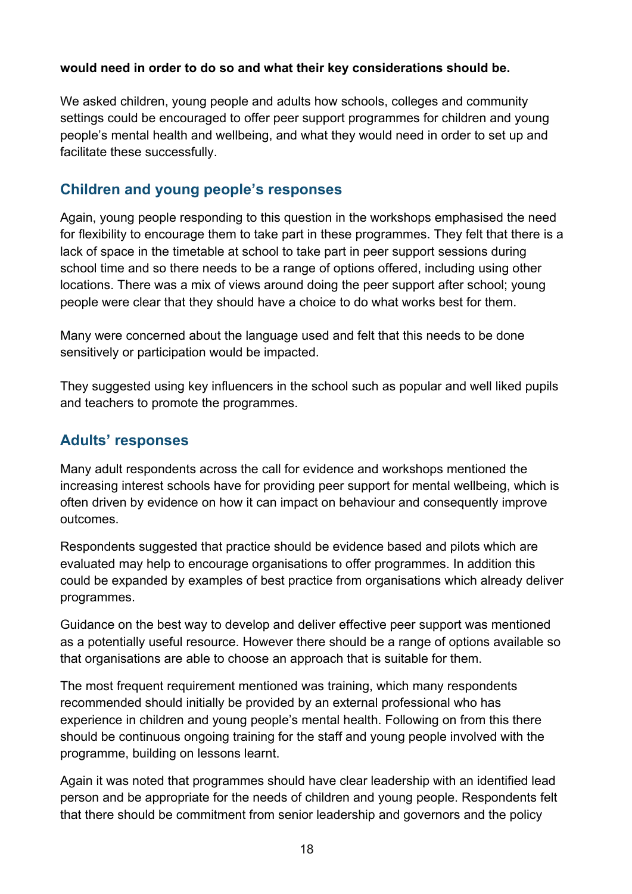**would need in order to do so and what their key considerations should be.**

We asked children, young people and adults how schools, colleges and community settings could be encouraged to offer peer support programmes for children and young people's mental health and wellbeing, and what they would need in order to set up and facilitate these successfully.

## Children and young people's responses

Again, young people responding to this question in the workshops emphasised the need for flexibility to encourage them to take part in these programmes. They felt that there is a lack of space in the timetable at school to take part in peer support sessions during school time and so there needs to be a range of options offered, including using other locations. There was a mix of views around doing the peer support after school; young people were clear that they should have a choice to do what works best for them.

Many were concerned about the language used and felt that this needs to be done sensitively or participation would be impacted.

They suggested using key influencers in the school such as popular and well liked pupils and teachers to promote the programmes.

## Adults' responses

Many adult respondents across the call for evidence and workshops mentioned the increasing interest schools have for providing peer support for mental wellbeing, which is often driven by evidence on how it can impact on behaviour and consequently improve outcomes.

Respondents suggested that practice should be evidence based and pilots which are evaluated may help to encourage organisations to offer programmes. In addition this could be expanded by examples of best practice from organisations which already deliver programmes.

Guidance on the best way to develop and deliver effective peer support was mentioned as a potentially useful resource. However there should be a range of options available so that organisations are able to choose an approach that is suitable for them.

The most frequent requirement mentioned was training, which many respondents recommended should initially be provided by an external professional who has experience in children and young people's mental health. Following on from this there should be continuous ongoing training for the staff and young people involved with the programme, building on lessons learnt.

Again it was noted that programmes should have clear leadership with an identified lead person and be appropriate for the needs of children and young people. Respondents felt that there should be commitment from senior leadership and governors and the policy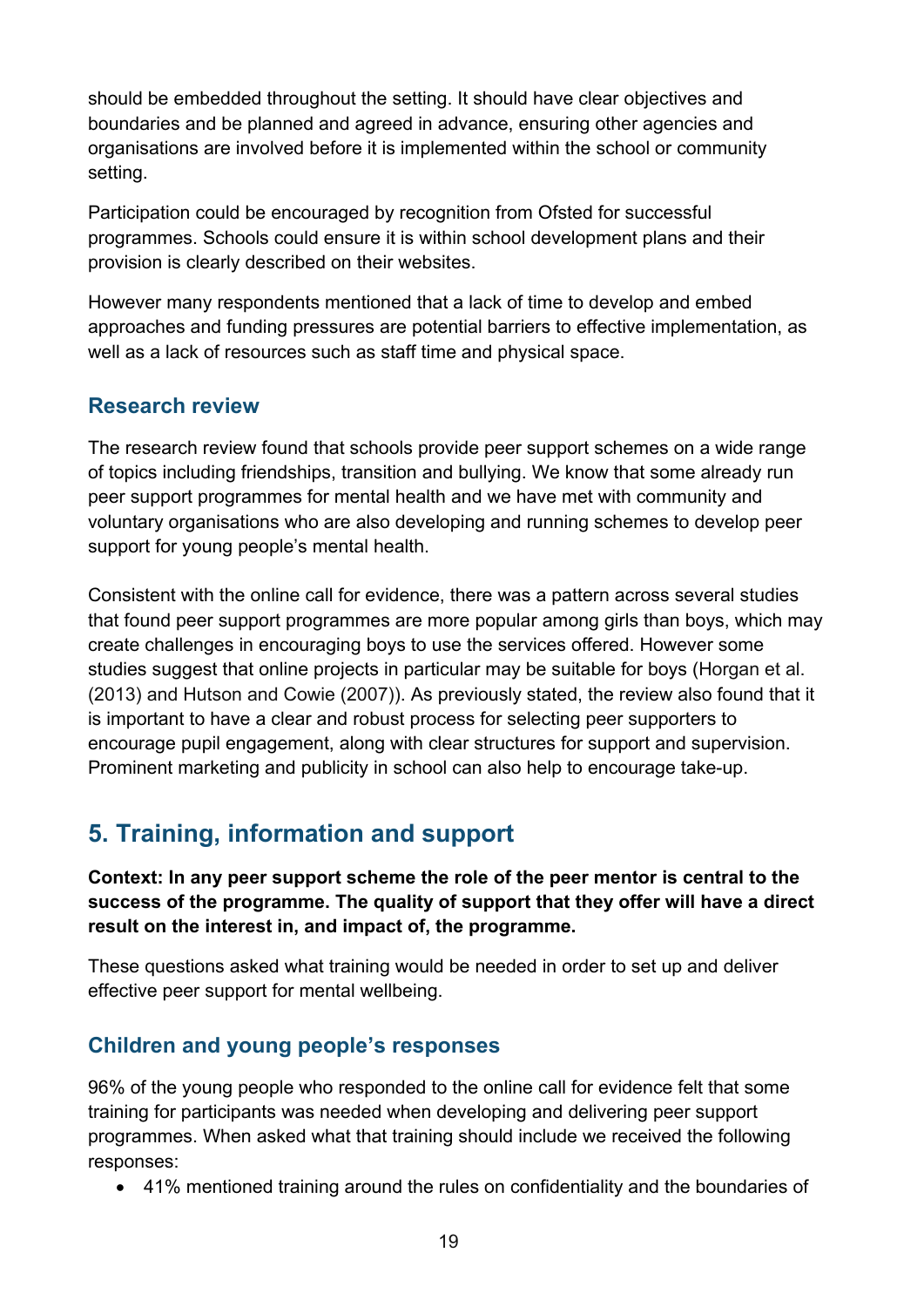should be embedded throughout the setting. It should have clear objectives and boundaries and be planned and agreed in advance, ensuring other agencies and organisations are involved before it is implemented within the school or community setting.

Participation could be encouraged by recognition from Ofsted for successful programmes. Schools could ensure it is within school development plans and their provision is clearly described on their websites.

However many respondents mentioned that a lack of time to develop and embed approaches and funding pressures are potential barriers to effective implementation, as well as a lack of resources such as staff time and physical space.

### Research review

The research review found that schools provide peer support schemes on a wide range of topics including friendships, transition and bullying. We know that some already run peer support programmes for mental health and we have met with community and voluntary organisations who are also developing and running schemes to develop peer support for young people's mental health.

Consistent with the online call for evidence, there was a pattern across several studies that found peer support programmes are more popular among girls than boys, which may create challenges in encouraging boys to use the services offered. However some studies suggest that online projects in particular may be suitable for boys (Horgan et al. (2013) and Hutson and Cowie (2007)). As previously stated, the review also found that it is important to have a clear and robust process for selecting peer supporters to encourage pupil engagement, along with clear structures for support and supervision. Prominent marketing and publicity in school can also help to encourage take-up.

## 5. Training, information and support

**Context: In any peer support scheme the role of the peer mentor is central to the success of the programme. The quality of support that they offer will have a direct result on the interest in, and impact of, the programme.**

These questions asked what training would be needed in order to set up and deliver effective peer support for mental wellbeing.

### Children and young people's responses

96% of the young people who responded to the online call for evidence felt that some training for participants was needed when developing and delivering peer support programmes. When asked what that training should include we received the following responses:

- 41% mentioned training around the rules on confidentiality and the boundaries of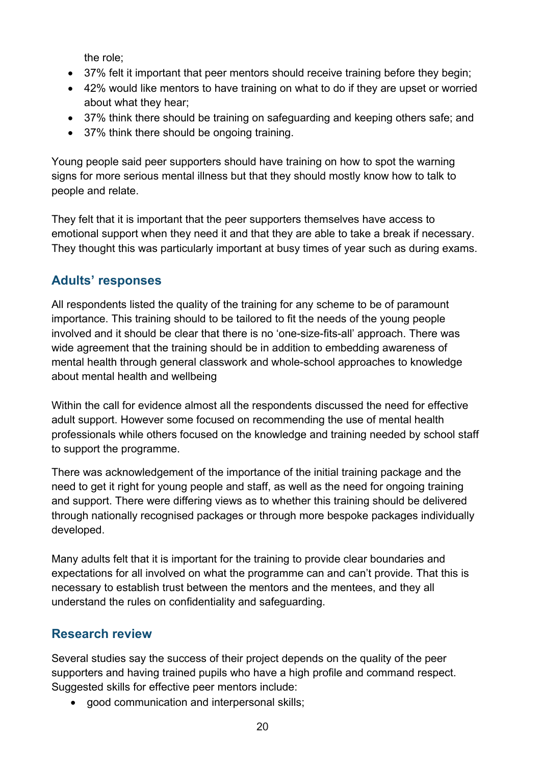the role;

- 37% felt it important that peer mentors should receive training before they begin;
- 42% would like mentors to have training on what to do if they are upset or worried about what they hear;
- 37% think there should be training on safeguarding and keeping others safe; and
- 37% think there should be ongoing training.

Young people said peer supporters should have training on how to spot the warning signs for more serious mental illness but that they should mostly know how to talk to people and relate.

They felt that it is important that the peer supporters themselves have access to emotional support when they need it and that they are able to take a break if necessary. They thought this was particularly important at busy times of year such as during exams.

## Adults' responses

All respondents listed the quality of the training for any scheme to be of paramount importance. This training should to be tailored to fit the needs of the young people involved and it should be clear that there is no 'one-size-fits-all' approach. There was wide agreement that the training should be in addition to embedding awareness of mental health through general classwork and whole-school approaches to knowledge about mental health and wellbeing

Within the call for evidence almost all the respondents discussed the need for effective adult support. However some focused on recommending the use of mental health professionals while others focused on the knowledge and training needed by school staff to support the programme.

There was acknowledgement of the importance of the initial training package and the need to get it right for young people and staff, as well as the need for ongoing training and support. There were differing views as to whether this training should be delivered through nationally recognised packages or through more bespoke packages individually developed.

Many adults felt that it is important for the training to provide clear boundaries and expectations for all involved on what the programme can and can't provide. That this is necessary to establish trust between the mentors and the mentees, and they all understand the rules on confidentiality and safeguarding.

## Research review

Several studies say the success of their project depends on the quality of the peer supporters and having trained pupils who have a high profile and command respect. Suggested skills for effective peer mentors include:

- good communication and interpersonal skills;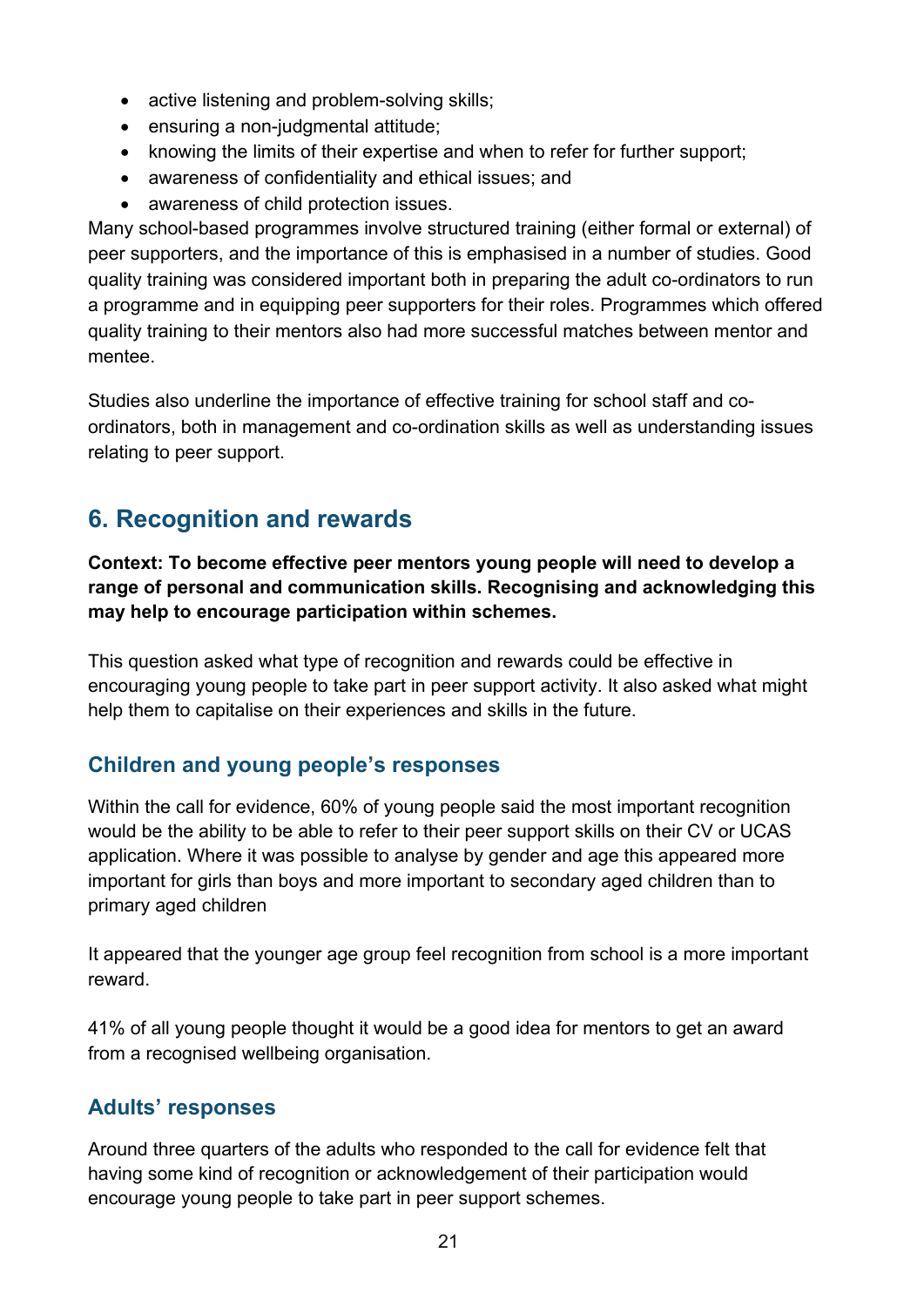- active listening and problem-solving skills;
- ensuring a non-judgmental attitude;
- knowing the limits of their expertise and when to refer for further support;
- awareness of confidentiality and ethical issues; and
- awareness of child protection issues.

Many school-based programmes involve structured training (either formal or external) of peer supporters, and the importance of this is emphasised in a number of studies. Good quality training was considered important both in preparing the adult co-ordinators to run a programme and in equipping peer supporters for their roles. Programmes which offered quality training to their mentors also had more successful matches between mentor and mentee.

Studies also underline the importance of effective training for school staff and co-ordinators, both in management and co-ordination skills as well as understanding issues relating to peer support.

## 6. Recognition and rewards

**Context: To become effective peer mentors young people will need to develop a range of personal and communication skills. Recognising and acknowledging this may help to encourage participation within schemes.**

This question asked what type of recognition and rewards could be effective in encouraging young people to take part in peer support activity. It also asked what might help them to capitalise on their experiences and skills in the future.

### Children and young people's responses

Within the call for evidence, 60% of young people said the most important recognition would be the ability to be able to refer to their peer support skills on their CV or UCAS application. Where it was possible to analyse by gender and age this appeared more important for girls than boys and more important to secondary aged children than to primary aged children

It appeared that the younger age group feel recognition from school is a more important reward.

41% of all young people thought it would be a good idea for mentors to get an award from a recognised wellbeing organisation.

### Adults' responses

Around three quarters of the adults who responded to the call for evidence felt that having some kind of recognition or acknowledgement of their participation would encourage young people to take part in peer support schemes.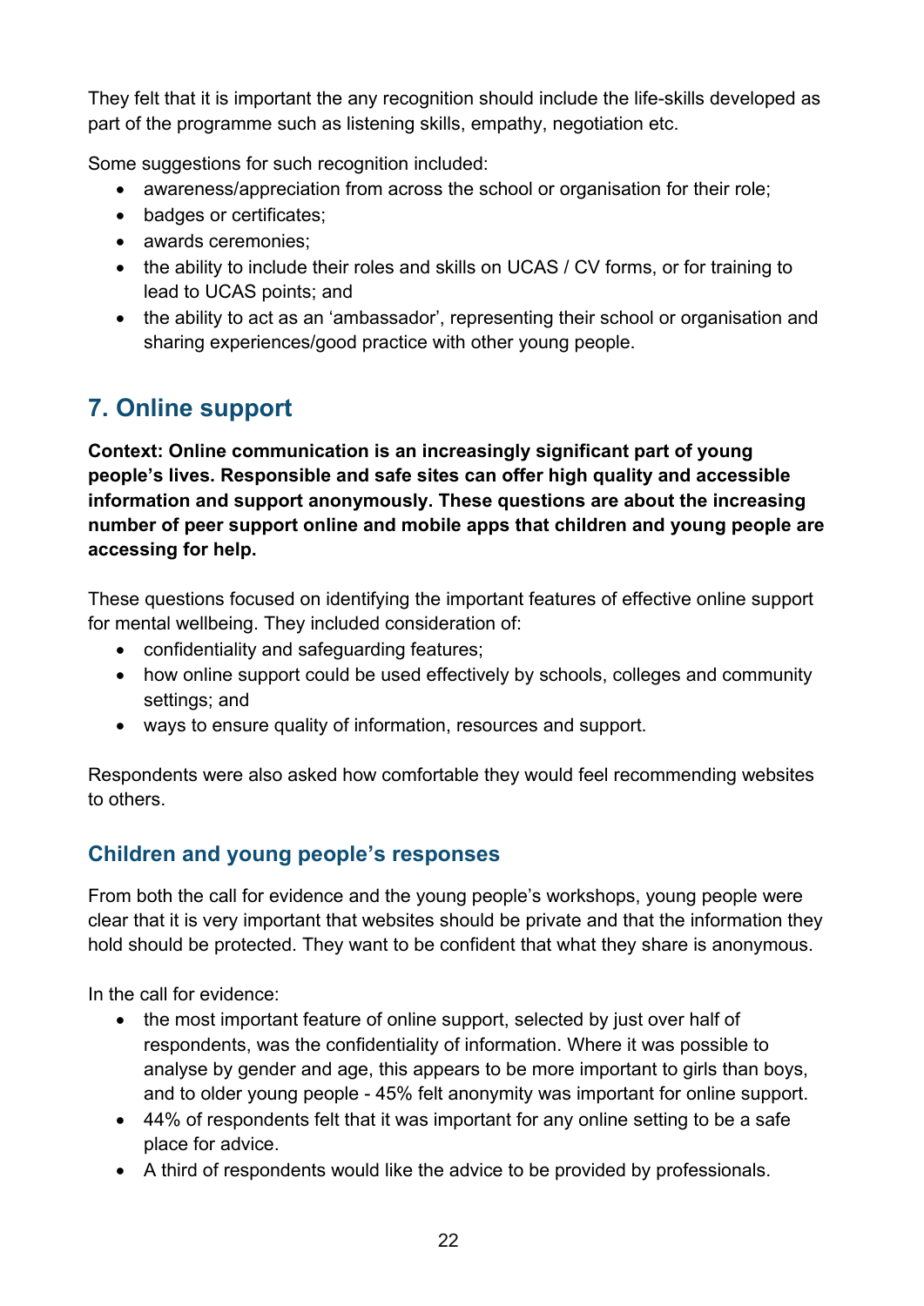They felt that it is important the any recognition should include the life-skills developed as part of the programme such as listening skills, empathy, negotiation etc.

Some suggestions for such recognition included:

- awareness/appreciation from across the school or organisation for their role;
- badges or certificates;
- awards ceremonies;
- the ability to include their roles and skills on UCAS / CV forms, or for training to lead to UCAS points; and
- the ability to act as an 'ambassador', representing their school or organisation and sharing experiences/good practice with other young people.

## 7. Online support

**Context: Online communication is an increasingly significant part of young people's lives. Responsible and safe sites can offer high quality and accessible information and support anonymously. These questions are about the increasing number of peer support online and mobile apps that children and young people are accessing for help.**

These questions focused on identifying the important features of effective online support for mental wellbeing. They included consideration of:

- confidentiality and safeguarding features;
- how online support could be used effectively by schools, colleges and community settings; and
- ways to ensure quality of information, resources and support.

Respondents were also asked how comfortable they would feel recommending websites to others.

### Children and young people's responses

From both the call for evidence and the young people's workshops, young people were clear that it is very important that websites should be private and that the information they hold should be protected. They want to be confident that what they share is anonymous.

In the call for evidence:

- the most important feature of online support, selected by just over half of respondents, was the confidentiality of information. Where it was possible to analyse by gender and age, this appears to be more important to girls than boys, and to older young people - 45% felt anonymity was important for online support.
- 44% of respondents felt that it was important for any online setting to be a safe place for advice.
- A third of respondents would like the advice to be provided by professionals.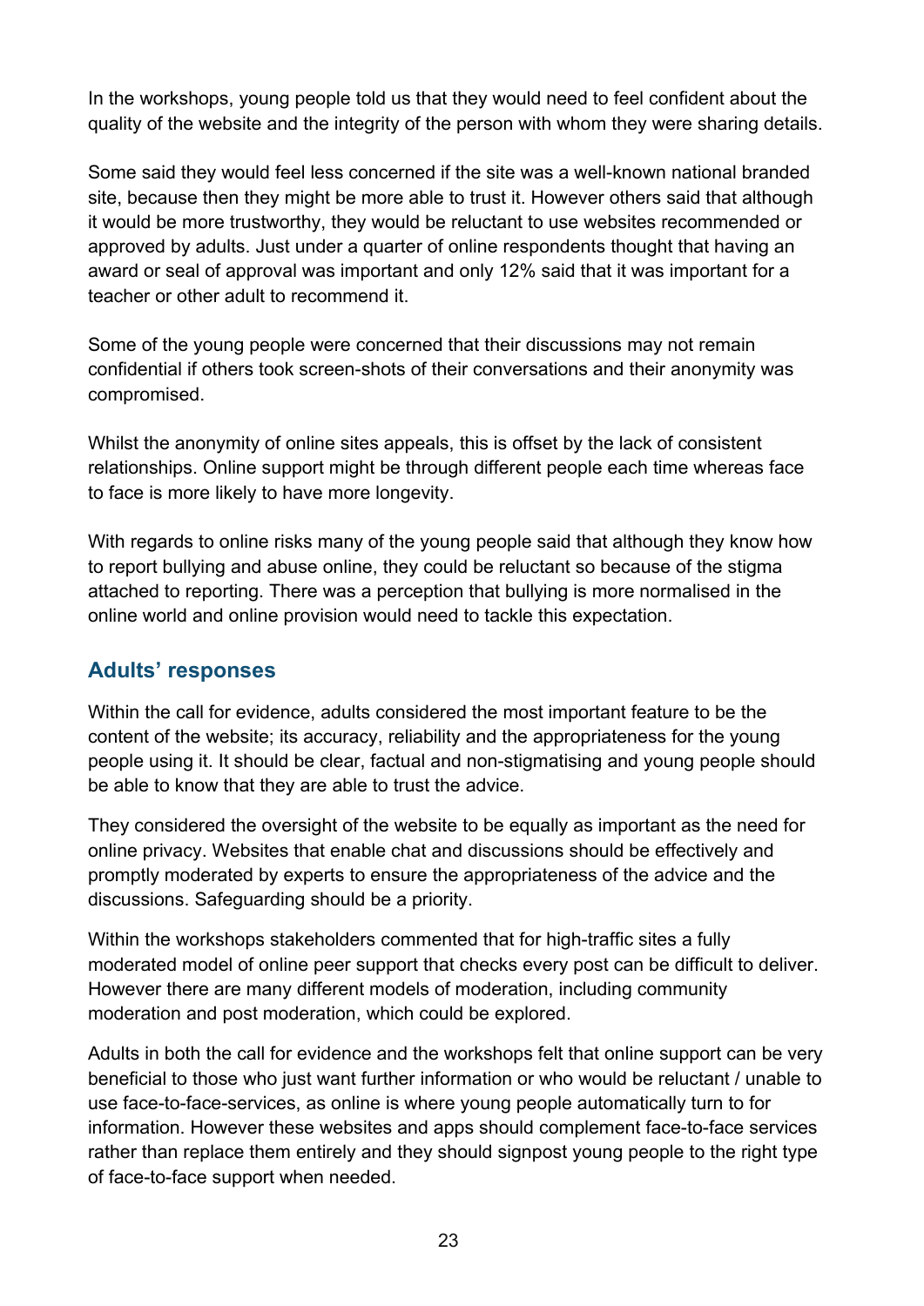In the workshops, young people told us that they would need to feel confident about the quality of the website and the integrity of the person with whom they were sharing details.

Some said they would feel less concerned if the site was a well-known national branded site, because then they might be more able to trust it. However others said that although it would be more trustworthy, they would be reluctant to use websites recommended or approved by adults. Just under a quarter of online respondents thought that having an award or seal of approval was important and only 12% said that it was important for a teacher or other adult to recommend it.

Some of the young people were concerned that their discussions may not remain confidential if others took screen-shots of their conversations and their anonymity was compromised.

Whilst the anonymity of online sites appeals, this is offset by the lack of consistent relationships. Online support might be through different people each time whereas face to face is more likely to have more longevity.

With regards to online risks many of the young people said that although they know how to report bullying and abuse online, they could be reluctant so because of the stigma attached to reporting. There was a perception that bullying is more normalised in the online world and online provision would need to tackle this expectation.

## Adults' responses

Within the call for evidence, adults considered the most important feature to be the content of the website; its accuracy, reliability and the appropriateness for the young people using it. It should be clear, factual and non-stigmatising and young people should be able to know that they are able to trust the advice.

They considered the oversight of the website to be equally as important as the need for online privacy. Websites that enable chat and discussions should be effectively and promptly moderated by experts to ensure the appropriateness of the advice and the discussions. Safeguarding should be a priority.

Within the workshops stakeholders commented that for high-traffic sites a fully moderated model of online peer support that checks every post can be difficult to deliver. However there are many different models of moderation, including community moderation and post moderation, which could be explored.

Adults in both the call for evidence and the workshops felt that online support can be very beneficial to those who just want further information or who would be reluctant / unable to use face-to-face-services, as online is where young people automatically turn to for information. However these websites and apps should complement face-to-face services rather than replace them entirely and they should signpost young people to the right type of face-to-face support when needed.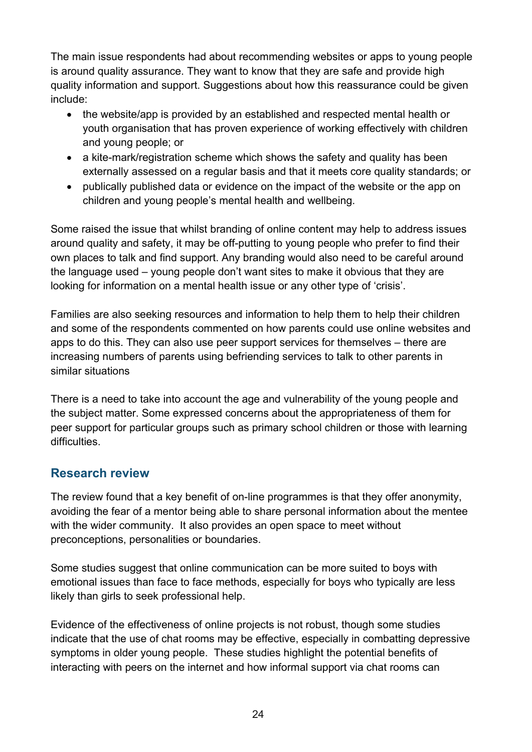The main issue respondents had about recommending websites or apps to young people is around quality assurance. They want to know that they are safe and provide high quality information and support. Suggestions about how this reassurance could be given include:

- the website/app is provided by an established and respected mental health or youth organisation that has proven experience of working effectively with children and young people; or
- a kite-mark/registration scheme which shows the safety and quality has been externally assessed on a regular basis and that it meets core quality standards; or
- publically published data or evidence on the impact of the website or the app on children and young people's mental health and wellbeing.

Some raised the issue that whilst branding of online content may help to address issues around quality and safety, it may be off-putting to young people who prefer to find their own places to talk and find support. Any branding would also need to be careful around the language used – young people don't want sites to make it obvious that they are looking for information on a mental health issue or any other type of 'crisis'.

Families are also seeking resources and information to help them to help their children and some of the respondents commented on how parents could use online websites and apps to do this. They can also use peer support services for themselves – there are increasing numbers of parents using befriending services to talk to other parents in similar situations

There is a need to take into account the age and vulnerability of the young people and the subject matter. Some expressed concerns about the appropriateness of them for peer support for particular groups such as primary school children or those with learning difficulties.

## Research review

The review found that a key benefit of on-line programmes is that they offer anonymity, avoiding the fear of a mentor being able to share personal information about the mentee with the wider community. It also provides an open space to meet without preconceptions, personalities or boundaries.

Some studies suggest that online communication can be more suited to boys with emotional issues than face to face methods, especially for boys who typically are less likely than girls to seek professional help.

Evidence of the effectiveness of online projects is not robust, though some studies indicate that the use of chat rooms may be effective, especially in combatting depressive symptoms in older young people. These studies highlight the potential benefits of interacting with peers on the internet and how informal support via chat rooms can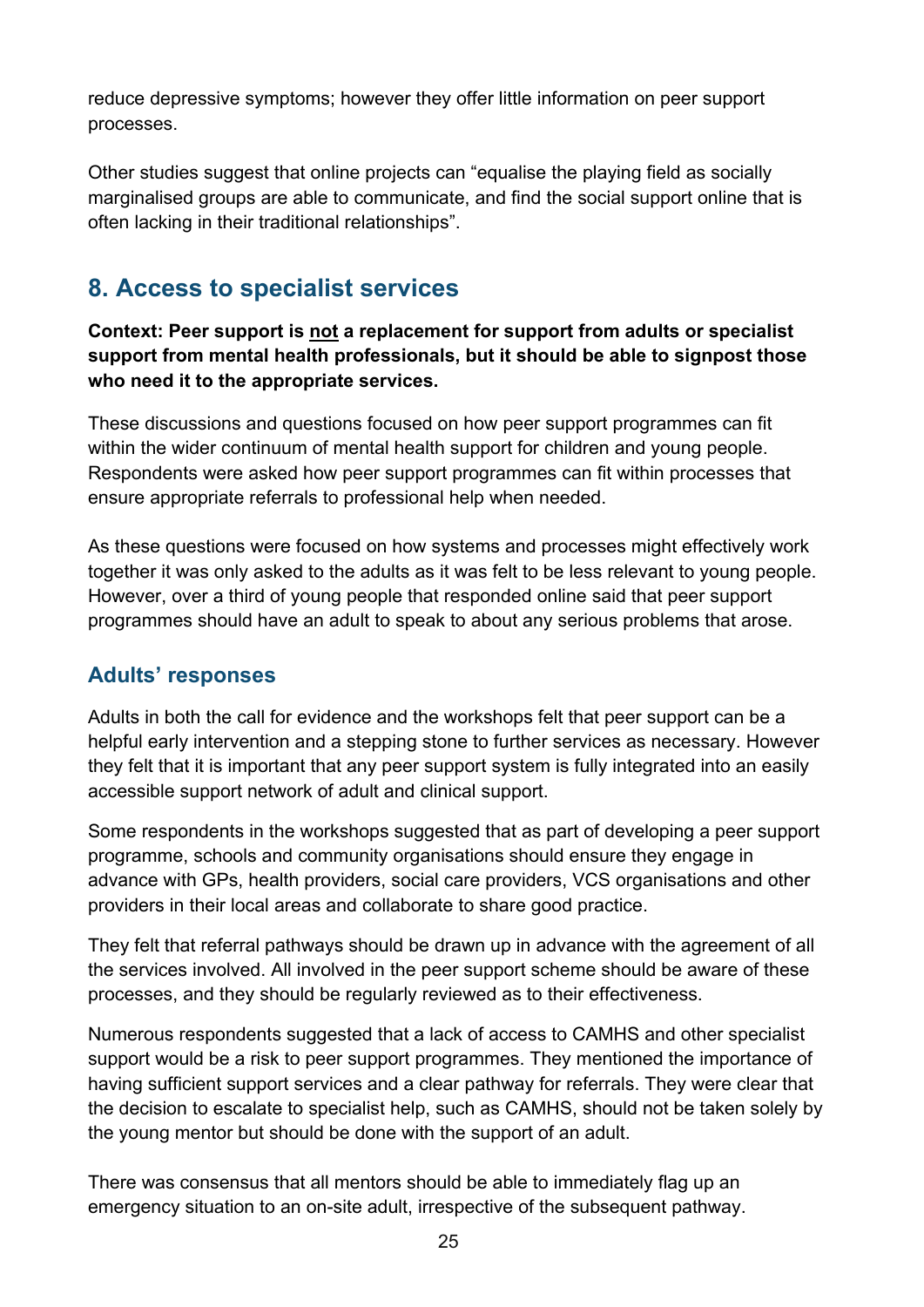reduce depressive symptoms; however they offer little information on peer support processes.

Other studies suggest that online projects can "equalise the playing field as socially marginalised groups are able to communicate, and find the social support online that is often lacking in their traditional relationships".

## 8. Access to specialist services

**Context: Peer support is <u>not</u> a replacement for support from adults or specialist support from mental health professionals, but it should be able to signpost those who need it to the appropriate services.**

These discussions and questions focused on how peer support programmes can fit within the wider continuum of mental health support for children and young people. Respondents were asked how peer support programmes can fit within processes that ensure appropriate referrals to professional help when needed.

As these questions were focused on how systems and processes might effectively work together it was only asked to the adults as it was felt to be less relevant to young people. However, over a third of young people that responded online said that peer support programmes should have an adult to speak to about any serious problems that arose.

### Adults' responses

Adults in both the call for evidence and the workshops felt that peer support can be a helpful early intervention and a stepping stone to further services as necessary. However they felt that it is important that any peer support system is fully integrated into an easily accessible support network of adult and clinical support.

Some respondents in the workshops suggested that as part of developing a peer support programme, schools and community organisations should ensure they engage in advance with GPs, health providers, social care providers, VCS organisations and other providers in their local areas and collaborate to share good practice.

They felt that referral pathways should be drawn up in advance with the agreement of all the services involved. All involved in the peer support scheme should be aware of these processes, and they should be regularly reviewed as to their effectiveness.

Numerous respondents suggested that a lack of access to CAMHS and other specialist support would be a risk to peer support programmes. They mentioned the importance of having sufficient support services and a clear pathway for referrals. They were clear that the decision to escalate to specialist help, such as CAMHS, should not be taken solely by the young mentor but should be done with the support of an adult.

There was consensus that all mentors should be able to immediately flag up an emergency situation to an on-site adult, irrespective of the subsequent pathway.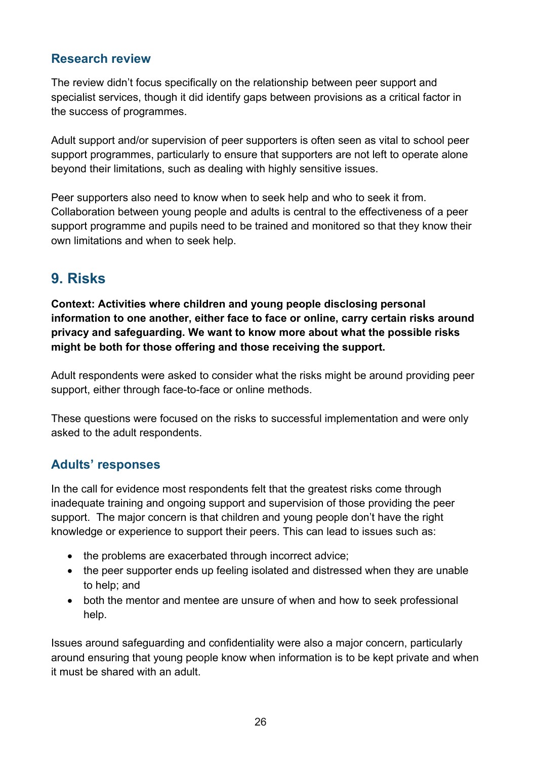### Research review

The review didn't focus specifically on the relationship between peer support and specialist services, though it did identify gaps between provisions as a critical factor in the success of programmes.

Adult support and/or supervision of peer supporters is often seen as vital to school peer support programmes, particularly to ensure that supporters are not left to operate alone beyond their limitations, such as dealing with highly sensitive issues.

Peer supporters also need to know when to seek help and who to seek it from. Collaboration between young people and adults is central to the effectiveness of a peer support programme and pupils need to be trained and monitored so that they know their own limitations and when to seek help.

## 9. Risks

**Context: Activities where children and young people disclosing personal information to one another, either face to face or online, carry certain risks around privacy and safeguarding. We want to know more about what the possible risks might be both for those offering and those receiving the support.**

Adult respondents were asked to consider what the risks might be around providing peer support, either through face-to-face or online methods.

These questions were focused on the risks to successful implementation and were only asked to the adult respondents.

### Adults' responses

In the call for evidence most respondents felt that the greatest risks come through inadequate training and ongoing support and supervision of those providing the peer support. The major concern is that children and young people don't have the right knowledge or experience to support their peers. This can lead to issues such as:

- the problems are exacerbated through incorrect advice;
- the peer supporter ends up feeling isolated and distressed when they are unable to help; and
- both the mentor and mentee are unsure of when and how to seek professional help.

Issues around safeguarding and confidentiality were also a major concern, particularly around ensuring that young people know when information is to be kept private and when it must be shared with an adult.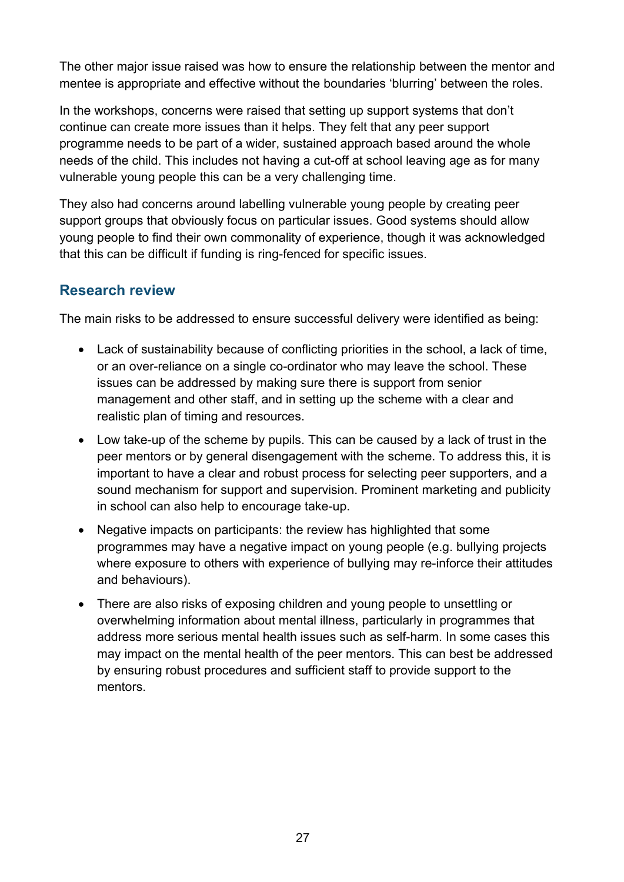The other major issue raised was how to ensure the relationship between the mentor and mentee is appropriate and effective without the boundaries 'blurring' between the roles.

In the workshops, concerns were raised that setting up support systems that don't continue can create more issues than it helps. They felt that any peer support programme needs to be part of a wider, sustained approach based around the whole needs of the child. This includes not having a cut-off at school leaving age as for many vulnerable young people this can be a very challenging time.

They also had concerns around labelling vulnerable young people by creating peer support groups that obviously focus on particular issues. Good systems should allow young people to find their own commonality of experience, though it was acknowledged that this can be difficult if funding is ring-fenced for specific issues.

## Research review

The main risks to be addressed to ensure successful delivery were identified as being:

- Lack of sustainability because of conflicting priorities in the school, a lack of time, or an over-reliance on a single co-ordinator who may leave the school. These issues can be addressed by making sure there is support from senior management and other staff, and in setting up the scheme with a clear and realistic plan of timing and resources.
- Low take-up of the scheme by pupils. This can be caused by a lack of trust in the peer mentors or by general disengagement with the scheme. To address this, it is important to have a clear and robust process for selecting peer supporters, and a sound mechanism for support and supervision. Prominent marketing and publicity in school can also help to encourage take-up.
- Negative impacts on participants: the review has highlighted that some programmes may have a negative impact on young people (e.g. bullying projects where exposure to others with experience of bullying may re-inforce their attitudes and behaviours).
- There are also risks of exposing children and young people to unsettling or overwhelming information about mental illness, particularly in programmes that address more serious mental health issues such as self-harm. In some cases this may impact on the mental health of the peer mentors. This can best be addressed by ensuring robust procedures and sufficient staff to provide support to the mentors.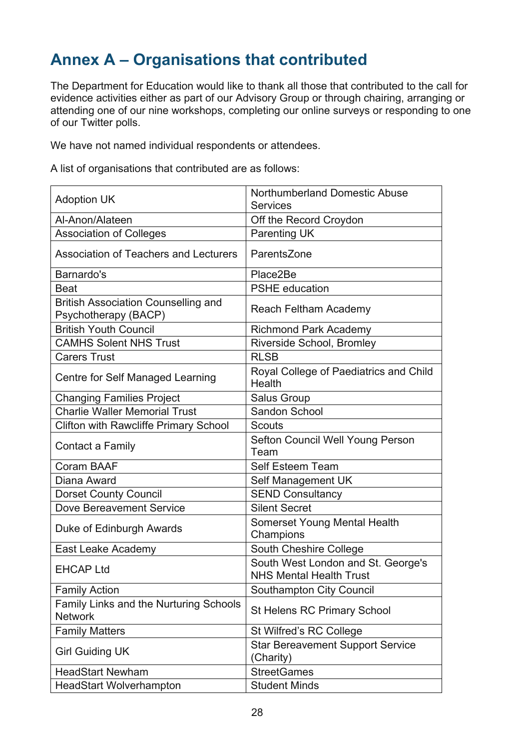## Annex A – Organisations that contributed

The Department for Education would like to thank all those that contributed to the call for evidence activities either as part of our Advisory Group or through chairing, arranging or attending one of our nine workshops, completing our online surveys or responding to one of our Twitter polls.

We have not named individual respondents or attendees.

A list of organisations that contributed are as follows:

| | |
|---|---|
| Adoption UK | Northumberland Domestic Abuse Services |
| Al-Anon/Alateen | Off the Record Croydon |
| Association of Colleges | Parenting UK |
| Association of Teachers and Lecturers | ParentsZone |
| Barnardo's | Place2Be |
| Beat | PSHE education |
| British Association Counselling and Psychotherapy (BACP) | Reach Feltham Academy |
| British Youth Council | Richmond Park Academy |
| CAMHS Solent NHS Trust | Riverside School, Bromley |
| Carers Trust | RLSB |
| Centre for Self Managed Learning | Royal College of Paediatrics and Child Health |
| Changing Families Project | Salus Group |
| Charlie Waller Memorial Trust | Sandon School |
| Clifton with Rawcliffe Primary School | Scouts |
| Contact a Family | Sefton Council Well Young Person Team |
| Coram BAAF | Self Esteem Team |
| Diana Award | Self Management UK |
| Dorset County Council | SEND Consultancy |
| Dove Bereavement Service | Silent Secret |
| Duke of Edinburgh Awards | Somerset Young Mental Health Champions |
| East Leake Academy | South Cheshire College |
| EHCAP Ltd | South West London and St. George's NHS Mental Health Trust |
| Family Action | Southampton City Council |
| Family Links and the Nurturing Schools Network | St Helens RC Primary School |
| Family Matters | St Wilfred's RC College |
| Girl Guiding UK | Star Bereavement Support Service (Charity) |
| HeadStart Newham | StreetGames |
| HeadStart Wolverhampton | Student Minds |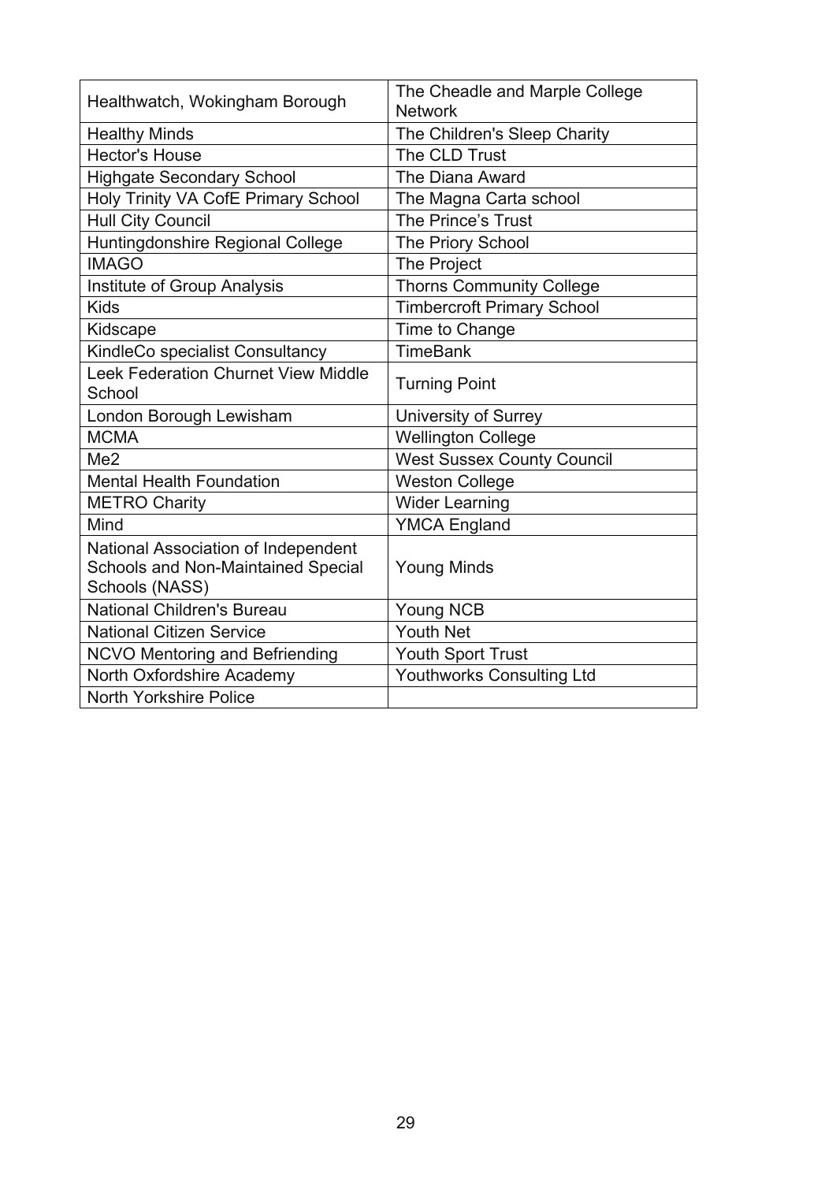| | |
|---|---|
| Healthwatch, Wokingham Borough | The Cheadle and Marple College Network |
| Healthy Minds | The Children's Sleep Charity |
| Hector's House | The CLD Trust |
| Highgate Secondary School | The Diana Award |
| Holy Trinity VA CofE Primary School | The Magna Carta school |
| Hull City Council | The Prince's Trust |
| Huntingdonshire Regional College | The Priory School |
| IMAGO | The Project |
| Institute of Group Analysis | Thorns Community College |
| Kids | Timbercroft Primary School |
| Kidscape | Time to Change |
| KindleCo specialist Consultancy | TimeBank |
| Leek Federation Churnet View Middle School | Turning Point |
| London Borough Lewisham | University of Surrey |
| MCMA | Wellington College |
| Me2 | West Sussex County Council |
| Mental Health Foundation | Weston College |
| METRO Charity | Wider Learning |
| Mind | YMCA England |
| National Association of Independent Schools and Non-Maintained Special Schools (NASS) | Young Minds |
| National Children's Bureau | Young NCB |
| National Citizen Service | Youth Net |
| NCVO Mentoring and Befriending | Youth Sport Trust |
| North Oxfordshire Academy | Youthworks Consulting Ltd |
| North Yorkshire Police | |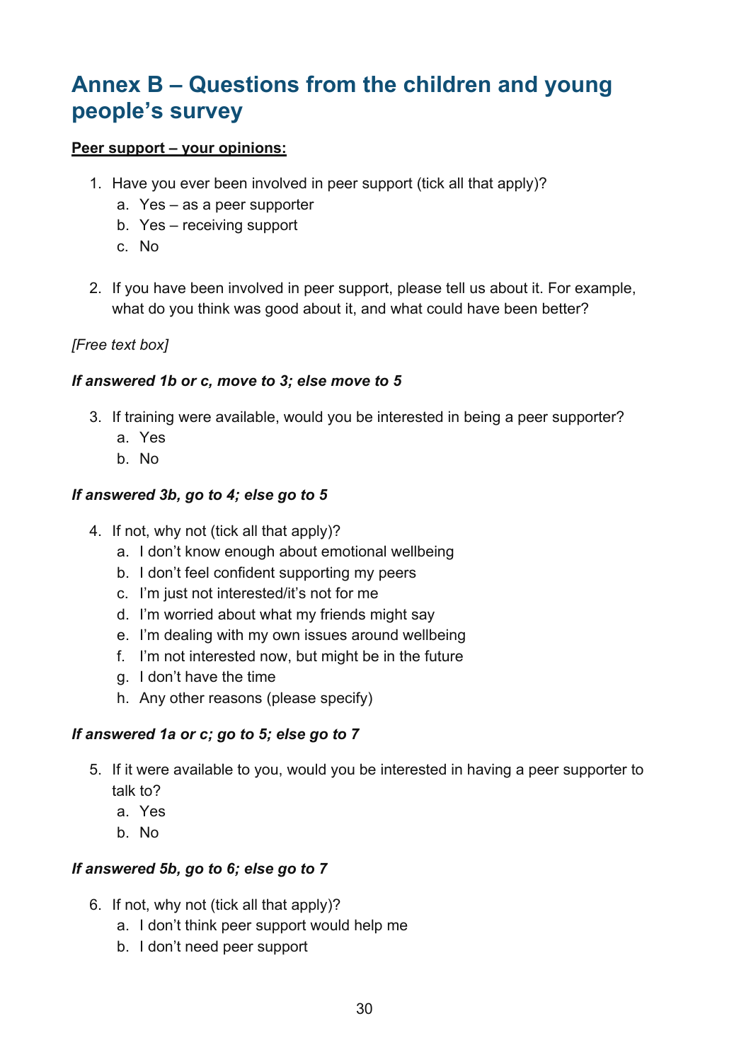# Annex B – Questions from the children and young people's survey

**Peer support – your opinions:**

1. Have you ever been involved in peer support (tick all that apply)?
    a. Yes – as a peer supporter
    b. Yes – receiving support
    c. No

2. If you have been involved in peer support, please tell us about it. For example, what do you think was good about it, and what could have been better?

*[Free text box]*

***If answered 1b or c, move to 3; else move to 5***

3. If training were available, would you be interested in being a peer supporter?
    a. Yes
    b. No

***If answered 3b, go to 4; else go to 5***

4. If not, why not (tick all that apply)?
    a. I don't know enough about emotional wellbeing
    b. I don't feel confident supporting my peers
    c. I'm just not interested/it's not for me
    d. I'm worried about what my friends might say
    e. I'm dealing with my own issues around wellbeing
    f. I'm not interested now, but might be in the future
    g. I don't have the time
    h. Any other reasons (please specify)

***If answered 1a or c; go to 5; else go to 7***

5. If it were available to you, would you be interested in having a peer supporter to talk to?
    a. Yes
    b. No

***If answered 5b, go to 6; else go to 7***

6. If not, why not (tick all that apply)?
    a. I don't think peer support would help me
    b. I don't need peer support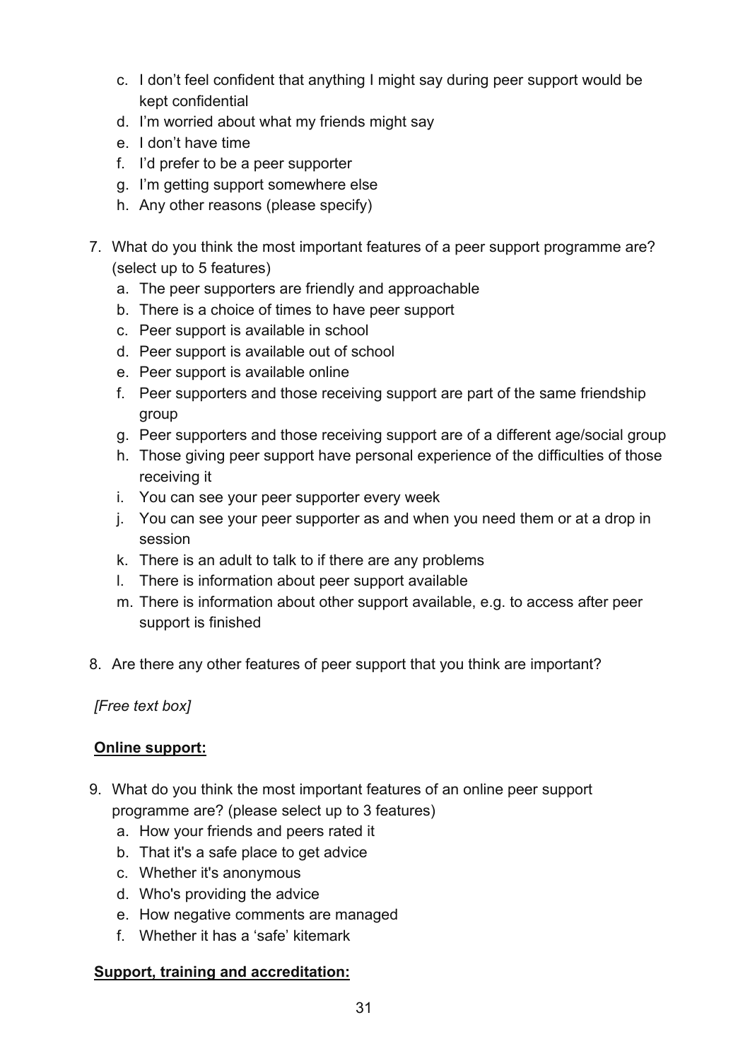c. I don't feel confident that anything I might say during peer support would be kept confidential
   d. I'm worried about what my friends might say
   e. I don't have time
   f. I'd prefer to be a peer supporter
   g. I'm getting support somewhere else
   h. Any other reasons (please specify)

7. What do you think the most important features of a peer support programme are? (select up to 5 features)
   a. The peer supporters are friendly and approachable
   b. There is a choice of times to have peer support
   c. Peer support is available in school
   d. Peer support is available out of school
   e. Peer support is available online
   f. Peer supporters and those receiving support are part of the same friendship group
   g. Peer supporters and those receiving support are of a different age/social group
   h. Those giving peer support have personal experience of the difficulties of those receiving it
   i. You can see your peer supporter every week
   j. You can see your peer supporter as and when you need them or at a drop in session
   k. There is an adult to talk to if there are any problems
   l. There is information about peer support available
   m. There is information about other support available, e.g. to access after peer support is finished

8. Are there any other features of peer support that you think are important?

*[Free text box]*

**<u>Online support:</u>**

9. What do you think the most important features of an online peer support programme are? (please select up to 3 features)
   a. How your friends and peers rated it
   b. That it's a safe place to get advice
   c. Whether it's anonymous
   d. Who's providing the advice
   e. How negative comments are managed
   f. Whether it has a 'safe' kitemark

**<u>Support, training and accreditation:</u>**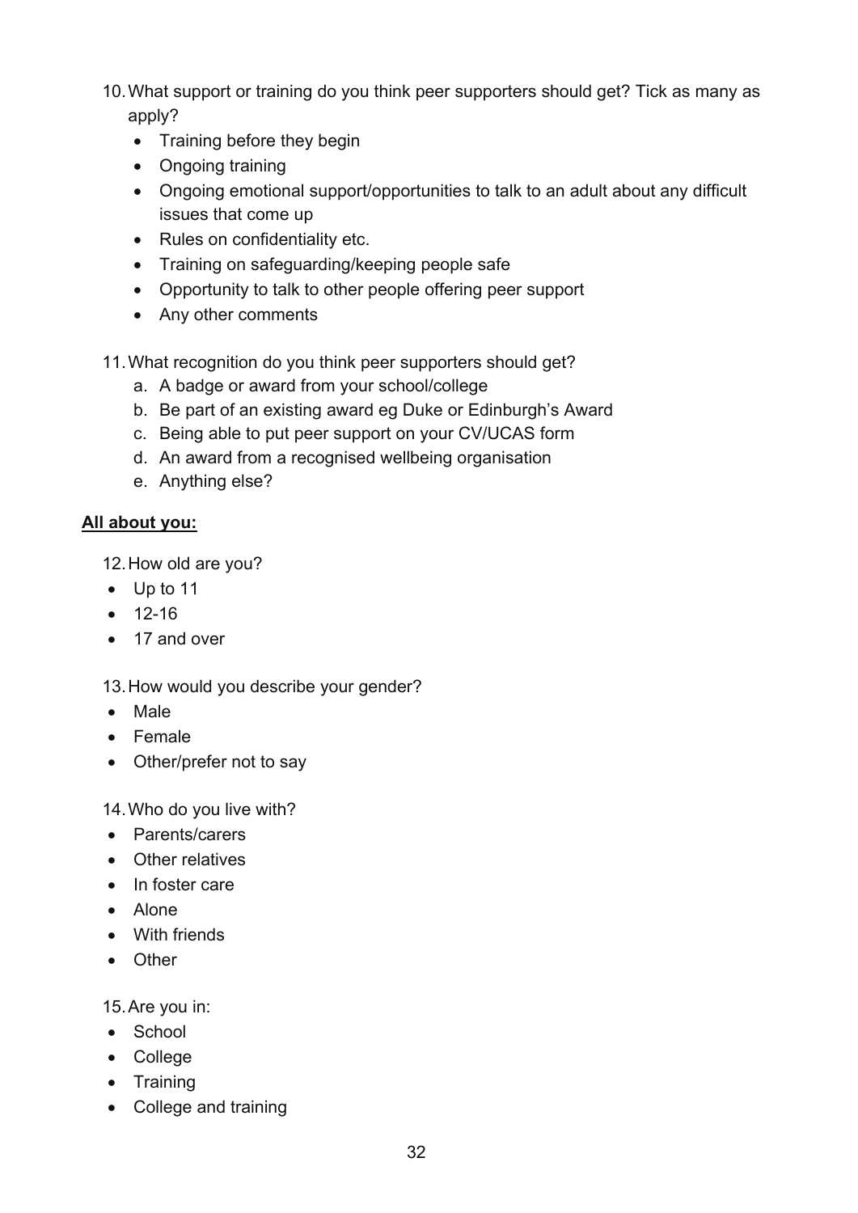10. What support or training do you think peer supporters should get? Tick as many as apply?
    - Training before they begin
    - Ongoing training
    - Ongoing emotional support/opportunities to talk to an adult about any difficult issues that come up
    - Rules on confidentiality etc.
    - Training on safeguarding/keeping people safe
    - Opportunity to talk to other people offering peer support
    - Any other comments

11. What recognition do you think peer supporters should get?
    a. A badge or award from your school/college
    b. Be part of an existing award eg Duke or Edinburgh's Award
    c. Being able to put peer support on your CV/UCAS form
    d. An award from a recognised wellbeing organisation
    e. Anything else?

**All about you:**

12. How old are you?
- Up to 11
- 12-16
- 17 and over

13. How would you describe your gender?
- Male
- Female
- Other/prefer not to say

14. Who do you live with?
- Parents/carers
- Other relatives
- In foster care
- Alone
- With friends
- Other

15. Are you in:
- School
- College
- Training
- College and training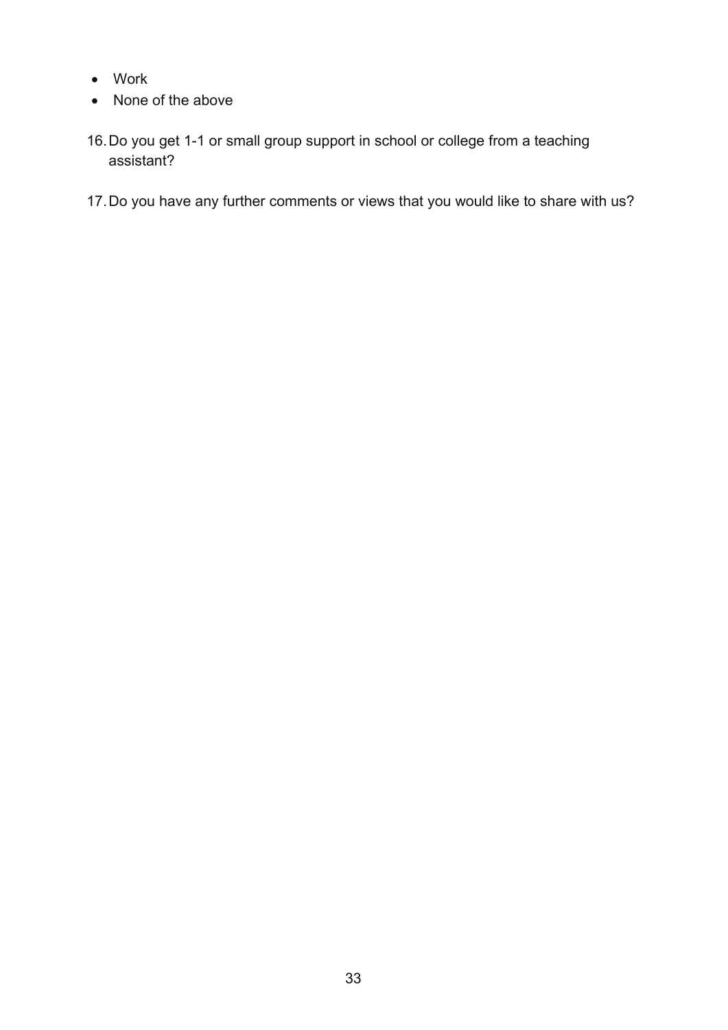- Work
- None of the above

16. Do you get 1-1 or small group support in school or college from a teaching assistant?

17. Do you have any further comments or views that you would like to share with us?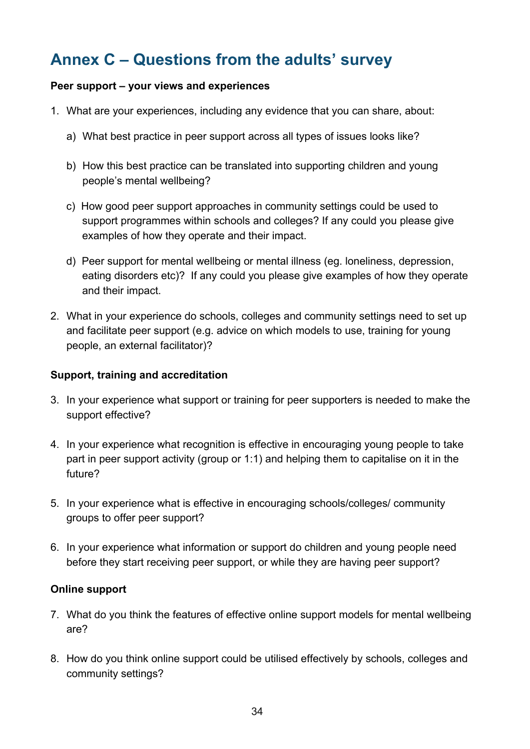## Annex C – Questions from the adults' survey

**Peer support – your views and experiences**

1. What are your experiences, including any evidence that you can share, about:

   a) What best practice in peer support across all types of issues looks like?

   b) How this best practice can be translated into supporting children and young people's mental wellbeing?

   c) How good peer support approaches in community settings could be used to support programmes within schools and colleges? If any could you please give examples of how they operate and their impact.

   d) Peer support for mental wellbeing or mental illness (eg. loneliness, depression, eating disorders etc)? If any could you please give examples of how they operate and their impact.

2. What in your experience do schools, colleges and community settings need to set up and facilitate peer support (e.g. advice on which models to use, training for young people, an external facilitator)?

**Support, training and accreditation**

3. In your experience what support or training for peer supporters is needed to make the support effective?

4. In your experience what recognition is effective in encouraging young people to take part in peer support activity (group or 1:1) and helping them to capitalise on it in the future?

5. In your experience what is effective in encouraging schools/colleges/ community groups to offer peer support?

6. In your experience what information or support do children and young people need before they start receiving peer support, or while they are having peer support?

**Online support**

7. What do you think the features of effective online support models for mental wellbeing are?

8. How do you think online support could be utilised effectively by schools, colleges and community settings?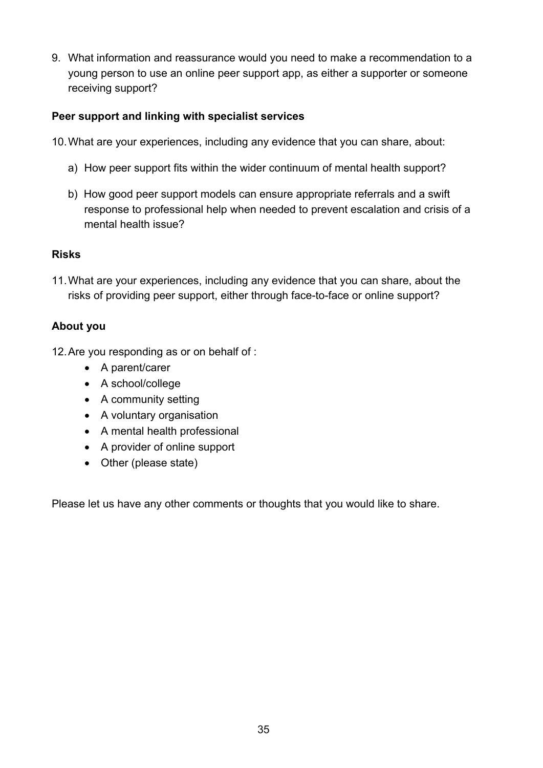9. What information and reassurance would you need to make a recommendation to a young person to use an online peer support app, as either a supporter or someone receiving support?

**Peer support and linking with specialist services**

10. What are your experiences, including any evidence that you can share, about:

    a) How peer support fits within the wider continuum of mental health support?

    b) How good peer support models can ensure appropriate referrals and a swift response to professional help when needed to prevent escalation and crisis of a mental health issue?

**Risks**

11. What are your experiences, including any evidence that you can share, about the risks of providing peer support, either through face-to-face or online support?

**About you**

12. Are you responding as or on behalf of :
    - A parent/carer
    - A school/college
    - A community setting
    - A voluntary organisation
    - A mental health professional
    - A provider of online support
    - Other (please state)

Please let us have any other comments or thoughts that you would like to share.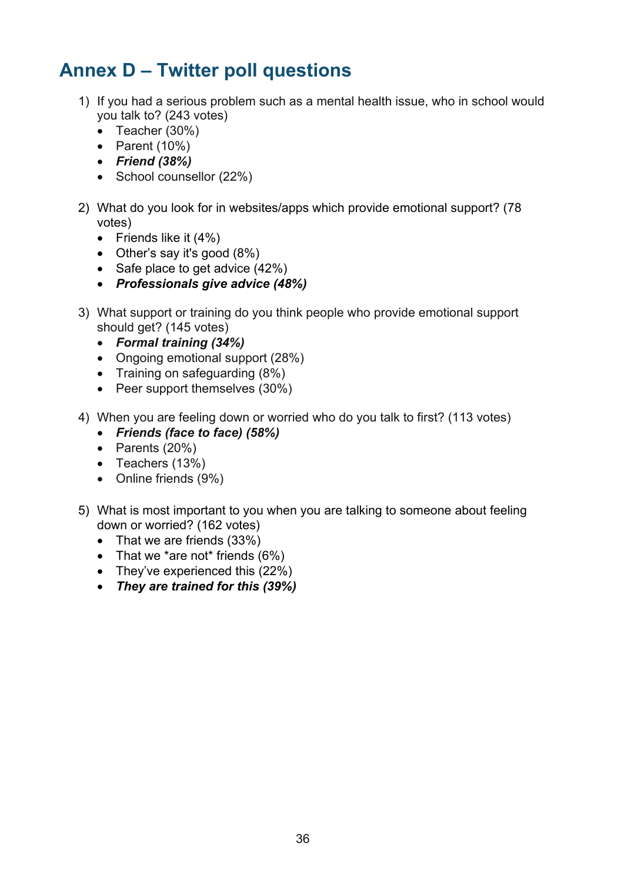# Annex D – Twitter poll questions

1) If you had a serious problem such as a mental health issue, who in school would you talk to? (243 votes)
   - Teacher (30%)
   - Parent (10%)
   - ***Friend (38%)***
   - School counsellor (22%)

2) What do you look for in websites/apps which provide emotional support? (78 votes)
   - Friends like it (4%)
   - Other's say it's good (8%)
   - Safe place to get advice (42%)
   - ***Professionals give advice (48%)***

3) What support or training do you think people who provide emotional support should get? (145 votes)
   - ***Formal training (34%)***
   - Ongoing emotional support (28%)
   - Training on safeguarding (8%)
   - Peer support themselves (30%)

4) When you are feeling down or worried who do you talk to first? (113 votes)
   - ***Friends (face to face) (58%)***
   - Parents (20%)
   - Teachers (13%)
   - Online friends (9%)

5) What is most important to you when you are talking to someone about feeling down or worried? (162 votes)
   - That we are friends (33%)
   - That we *are not* friends (6%)
   - They've experienced this (22%)
   - ***They are trained for this (39%)***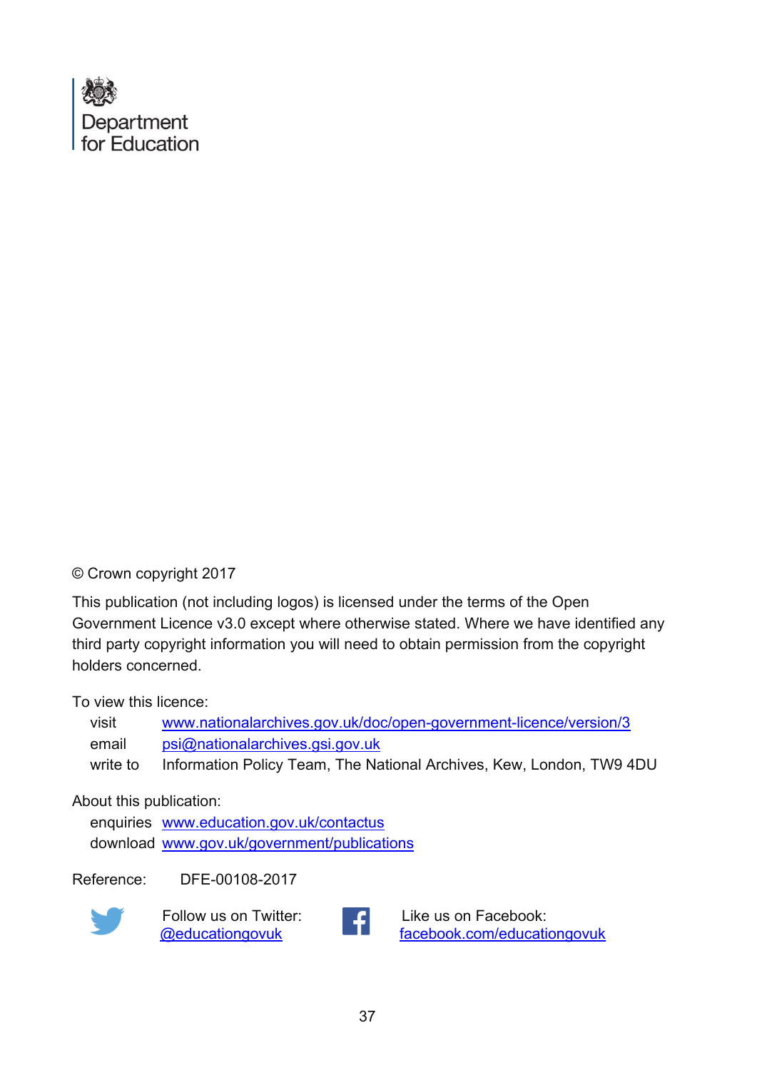Department for Education

© Crown copyright 2017

This publication (not including logos) is licensed under the terms of the Open Government Licence v3.0 except where otherwise stated. Where we have identified any third party copyright information you will need to obtain permission from the copyright holders concerned.

To view this licence:

visit www.nationalarchives.gov.uk/doc/open-government-licence/version/3
email psi@nationalarchives.gsi.gov.uk
write to Information Policy Team, The National Archives, Kew, London, TW9 4DU

About this publication:

enquiries www.education.gov.uk/contactus
download www.gov.uk/government/publications

Reference: DFE-00108-2017

Follow us on Twitter: @educationgovuk

Like us on Facebook: facebook.com/educationgovuk